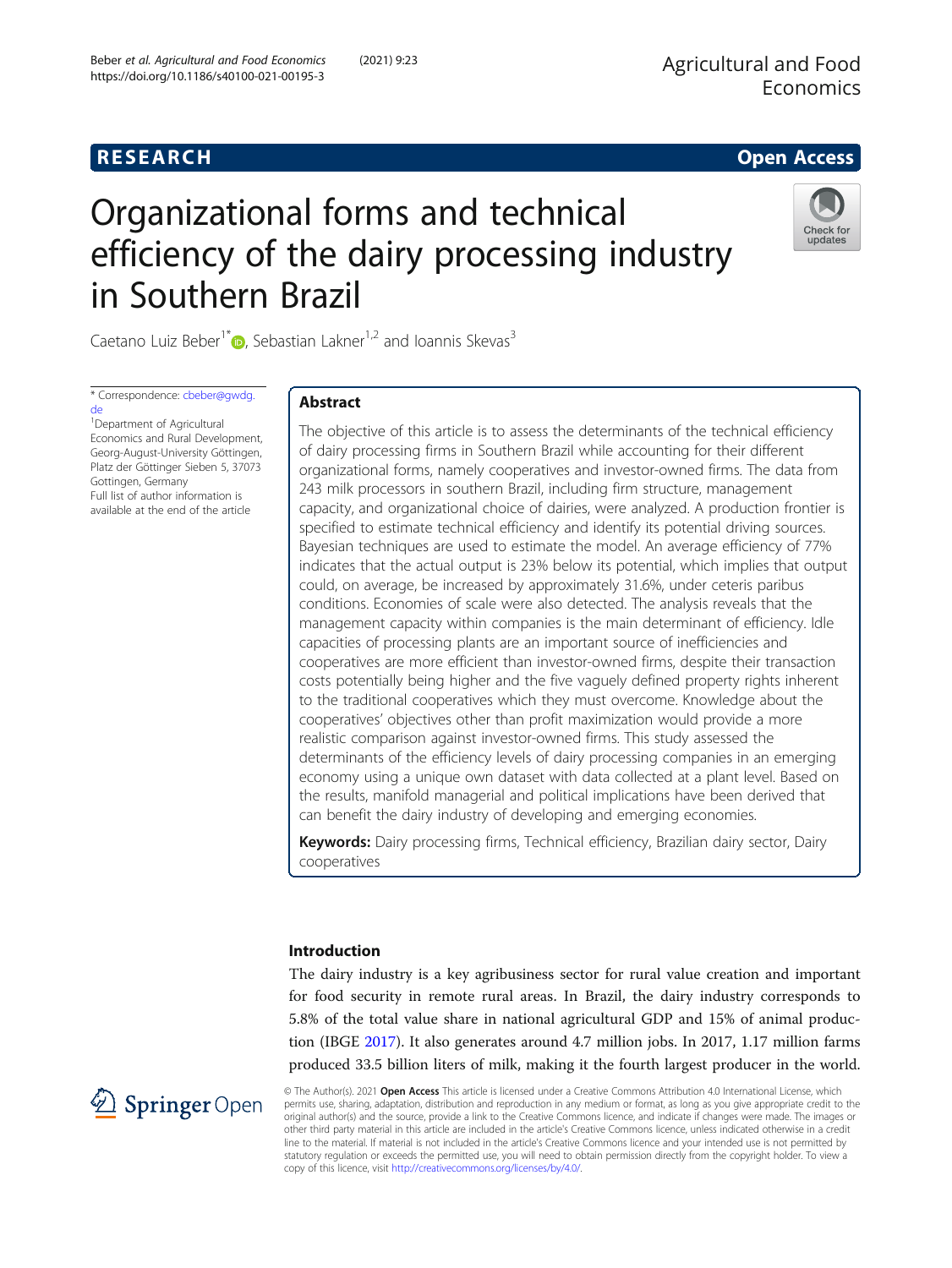RESEARCH

Open Access

# Organizational forms and technical efficiency of the dairy processing industry in Southern Brazil

Caetano Luiz Beber[1*], Sebastian Lakner[1,2] and Ioannis Skevas[3]

\* Correspondence: cbeber@gwdg.de

[1]Department of Agricultural Economics and Rural Development, Georg-August-University Göttingen, Platz der Göttinger Sieben 5, 37073 Gottingen, Germany

Full list of author information is available at the end of the article

## Abstract

The objective of this article is to assess the determinants of the technical efficiency of dairy processing firms in Southern Brazil while accounting for their different organizational forms, namely cooperatives and investor-owned firms. The data from 243 milk processors in southern Brazil, including firm structure, management capacity, and organizational choice of dairies, were analyzed. A production frontier is specified to estimate technical efficiency and identify its potential driving sources. Bayesian techniques are used to estimate the model. An average efficiency of 77% indicates that the actual output is 23% below its potential, which implies that output could, on average, be increased by approximately 31.6%, under ceteris paribus conditions. Economies of scale were also detected. The analysis reveals that the management capacity within companies is the main determinant of efficiency. Idle capacities of processing plants are an important source of inefficiencies and cooperatives are more efficient than investor-owned firms, despite their transaction costs potentially being higher and the five vaguely defined property rights inherent to the traditional cooperatives which they must overcome. Knowledge about the cooperatives' objectives other than profit maximization would provide a more realistic comparison against investor-owned firms. This study assessed the determinants of the efficiency levels of dairy processing companies in an emerging economy using a unique own dataset with data collected at a plant level. Based on the results, manifold managerial and political implications have been derived that can benefit the dairy industry of developing and emerging economies.

**Keywords:** Dairy processing firms, Technical efficiency, Brazilian dairy sector, Dairy cooperatives

## Introduction

The dairy industry is a key agribusiness sector for rural value creation and important for food security in remote rural areas. In Brazil, the dairy industry corresponds to 5.8% of the total value share in national agricultural GDP and 15% of animal production (IBGE 2017). It also generates around 4.7 million jobs. In 2017, 1.17 million farms produced 33.5 billion liters of milk, making it the fourth largest producer in the world.

© The Author(s). 2021 **Open Access** This article is licensed under a Creative Commons Attribution 4.0 International License, which permits use, sharing, adaptation, distribution and reproduction in any medium or format, as long as you give appropriate credit to the original author(s) and the source, provide a link to the Creative Commons licence, and indicate if changes were made. The images or other third party material in this article are included in the article's Creative Commons licence, unless indicated otherwise in a credit line to the material. If material is not included in the article's Creative Commons licence and your intended use is not permitted by statutory regulation or exceeds the permitted use, you will need to obtain permission directly from the copyright holder. To view a copy of this licence, visit http://creativecommons.org/licenses/by/4.0/.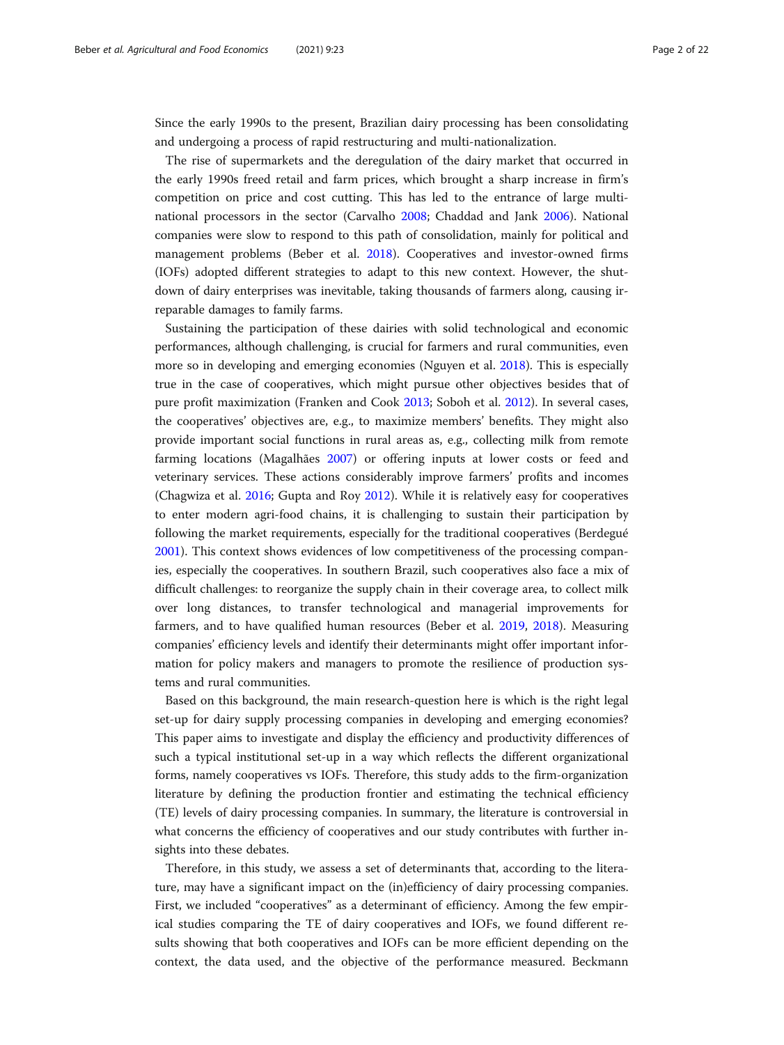Since the early 1990s to the present, Brazilian dairy processing has been consolidating and undergoing a process of rapid restructuring and multi-nationalization.

The rise of supermarkets and the deregulation of the dairy market that occurred in the early 1990s freed retail and farm prices, which brought a sharp increase in firm's competition on price and cost cutting. This has led to the entrance of large multinational processors in the sector (Carvalho 2008; Chaddad and Jank 2006). National companies were slow to respond to this path of consolidation, mainly for political and management problems (Beber et al. 2018). Cooperatives and investor-owned firms (IOFs) adopted different strategies to adapt to this new context. However, the shutdown of dairy enterprises was inevitable, taking thousands of farmers along, causing irreparable damages to family farms.

Sustaining the participation of these dairies with solid technological and economic performances, although challenging, is crucial for farmers and rural communities, even more so in developing and emerging economies (Nguyen et al. 2018). This is especially true in the case of cooperatives, which might pursue other objectives besides that of pure profit maximization (Franken and Cook 2013; Soboh et al. 2012). In several cases, the cooperatives' objectives are, e.g., to maximize members' benefits. They might also provide important social functions in rural areas as, e.g., collecting milk from remote farming locations (Magalhães 2007) or offering inputs at lower costs or feed and veterinary services. These actions considerably improve farmers' profits and incomes (Chagwiza et al. 2016; Gupta and Roy 2012). While it is relatively easy for cooperatives to enter modern agri-food chains, it is challenging to sustain their participation by following the market requirements, especially for the traditional cooperatives (Berdegué 2001). This context shows evidences of low competitiveness of the processing companies, especially the cooperatives. In southern Brazil, such cooperatives also face a mix of difficult challenges: to reorganize the supply chain in their coverage area, to collect milk over long distances, to transfer technological and managerial improvements for farmers, and to have qualified human resources (Beber et al. 2019, 2018). Measuring companies' efficiency levels and identify their determinants might offer important information for policy makers and managers to promote the resilience of production systems and rural communities.

Based on this background, the main research-question here is which is the right legal set-up for dairy supply processing companies in developing and emerging economies? This paper aims to investigate and display the efficiency and productivity differences of such a typical institutional set-up in a way which reflects the different organizational forms, namely cooperatives vs IOFs. Therefore, this study adds to the firm-organization literature by defining the production frontier and estimating the technical efficiency (TE) levels of dairy processing companies. In summary, the literature is controversial in what concerns the efficiency of cooperatives and our study contributes with further insights into these debates.

Therefore, in this study, we assess a set of determinants that, according to the literature, may have a significant impact on the (in)efficiency of dairy processing companies. First, we included "cooperatives" as a determinant of efficiency. Among the few empirical studies comparing the TE of dairy cooperatives and IOFs, we found different results showing that both cooperatives and IOFs can be more efficient depending on the context, the data used, and the objective of the performance measured. Beckmann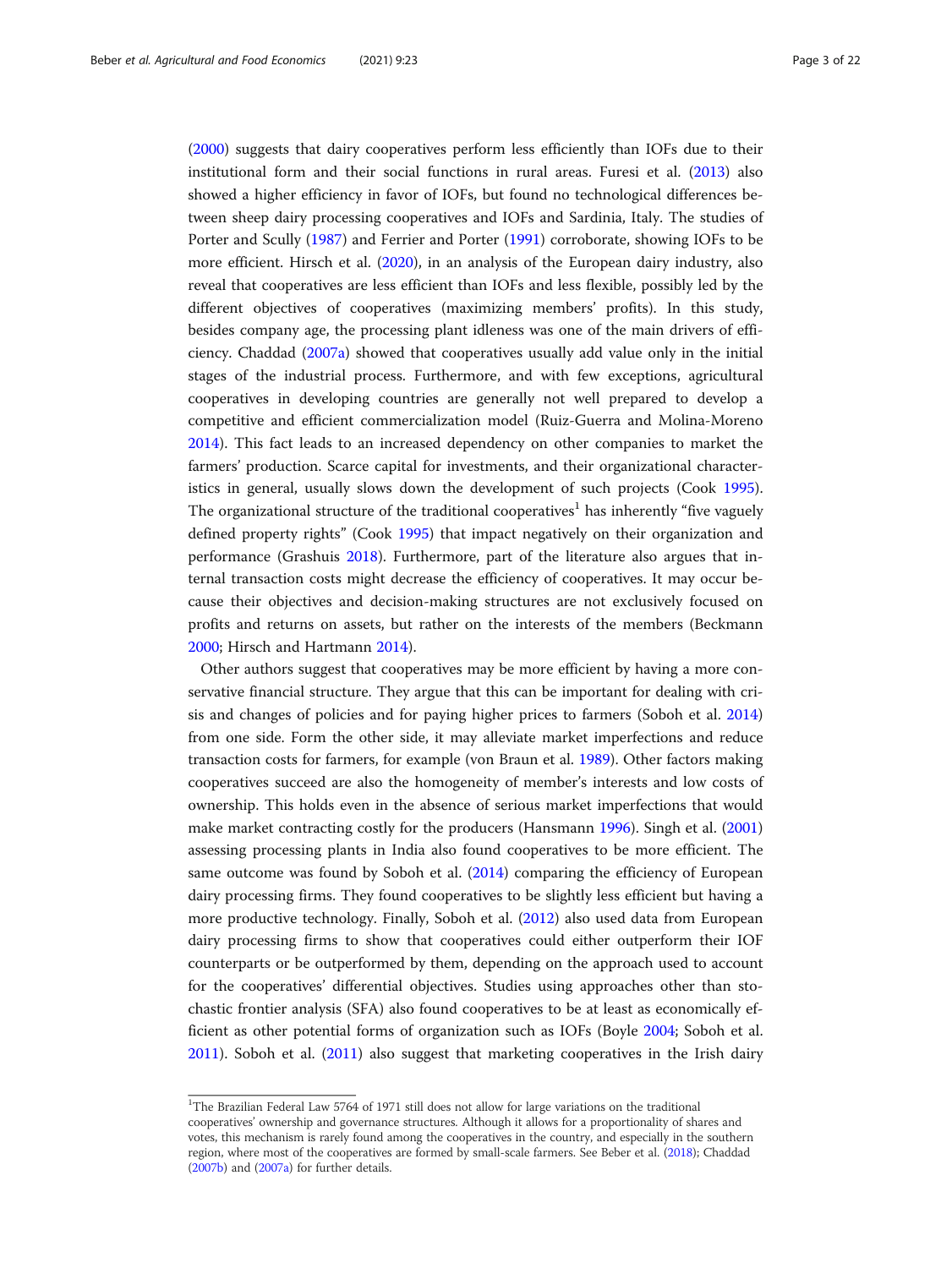(2000) suggests that dairy cooperatives perform less efficiently than IOFs due to their institutional form and their social functions in rural areas. Furesi et al. (2013) also showed a higher efficiency in favor of IOFs, but found no technological differences between sheep dairy processing cooperatives and IOFs and Sardinia, Italy. The studies of Porter and Scully (1987) and Ferrier and Porter (1991) corroborate, showing IOFs to be more efficient. Hirsch et al. (2020), in an analysis of the European dairy industry, also reveal that cooperatives are less efficient than IOFs and less flexible, possibly led by the different objectives of cooperatives (maximizing members' profits). In this study, besides company age, the processing plant idleness was one of the main drivers of efficiency. Chaddad (2007a) showed that cooperatives usually add value only in the initial stages of the industrial process. Furthermore, and with few exceptions, agricultural cooperatives in developing countries are generally not well prepared to develop a competitive and efficient commercialization model (Ruiz-Guerra and Molina-Moreno 2014). This fact leads to an increased dependency on other companies to market the farmers' production. Scarce capital for investments, and their organizational characteristics in general, usually slows down the development of such projects (Cook 1995). The organizational structure of the traditional cooperatives[1] has inherently "five vaguely defined property rights" (Cook 1995) that impact negatively on their organization and performance (Grashuis 2018). Furthermore, part of the literature also argues that internal transaction costs might decrease the efficiency of cooperatives. It may occur because their objectives and decision-making structures are not exclusively focused on profits and returns on assets, but rather on the interests of the members (Beckmann 2000; Hirsch and Hartmann 2014).

Other authors suggest that cooperatives may be more efficient by having a more conservative financial structure. They argue that this can be important for dealing with crisis and changes of policies and for paying higher prices to farmers (Soboh et al. 2014) from one side. Form the other side, it may alleviate market imperfections and reduce transaction costs for farmers, for example (von Braun et al. 1989). Other factors making cooperatives succeed are also the homogeneity of member's interests and low costs of ownership. This holds even in the absence of serious market imperfections that would make market contracting costly for the producers (Hansmann 1996). Singh et al. (2001) assessing processing plants in India also found cooperatives to be more efficient. The same outcome was found by Soboh et al. (2014) comparing the efficiency of European dairy processing firms. They found cooperatives to be slightly less efficient but having a more productive technology. Finally, Soboh et al. (2012) also used data from European dairy processing firms to show that cooperatives could either outperform their IOF counterparts or be outperformed by them, depending on the approach used to account for the cooperatives' differential objectives. Studies using approaches other than stochastic frontier analysis (SFA) also found cooperatives to be at least as economically efficient as other potential forms of organization such as IOFs (Boyle 2004; Soboh et al. 2011). Soboh et al. (2011) also suggest that marketing cooperatives in the Irish dairy

[1]The Brazilian Federal Law 5764 of 1971 still does not allow for large variations on the traditional cooperatives' ownership and governance structures. Although it allows for a proportionality of shares and votes, this mechanism is rarely found among the cooperatives in the country, and especially in the southern region, where most of the cooperatives are formed by small-scale farmers. See Beber et al. (2018); Chaddad (2007b) and (2007a) for further details.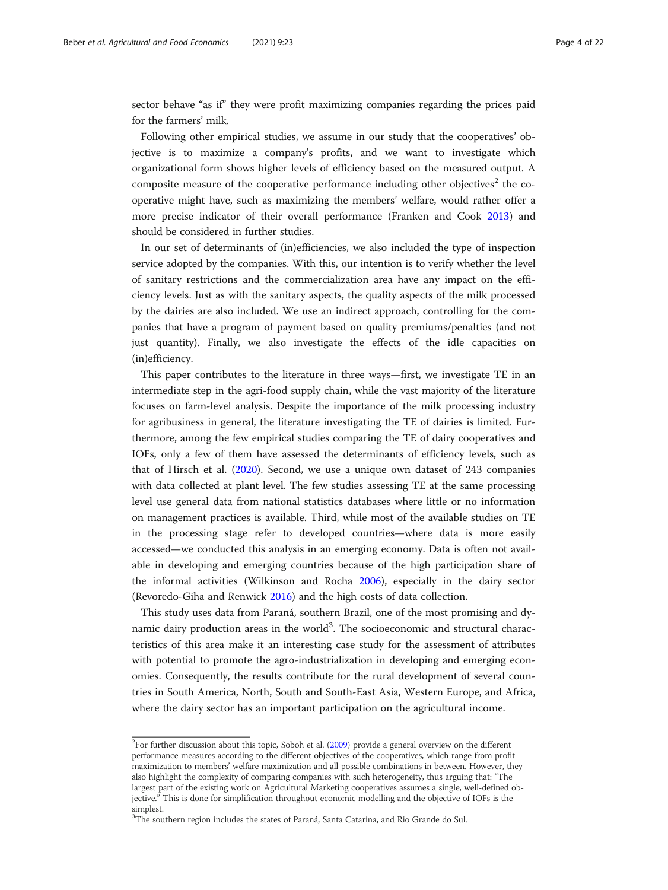sector behave "as if" they were profit maximizing companies regarding the prices paid for the farmers' milk.

Following other empirical studies, we assume in our study that the cooperatives' objective is to maximize a company's profits, and we want to investigate which organizational form shows higher levels of efficiency based on the measured output. A composite measure of the cooperative performance including other objectives[2] the cooperative might have, such as maximizing the members' welfare, would rather offer a more precise indicator of their overall performance (Franken and Cook 2013) and should be considered in further studies.

In our set of determinants of (in)efficiencies, we also included the type of inspection service adopted by the companies. With this, our intention is to verify whether the level of sanitary restrictions and the commercialization area have any impact on the efficiency levels. Just as with the sanitary aspects, the quality aspects of the milk processed by the dairies are also included. We use an indirect approach, controlling for the companies that have a program of payment based on quality premiums/penalties (and not just quantity). Finally, we also investigate the effects of the idle capacities on (in)efficiency.

This paper contributes to the literature in three ways—first, we investigate TE in an intermediate step in the agri-food supply chain, while the vast majority of the literature focuses on farm-level analysis. Despite the importance of the milk processing industry for agribusiness in general, the literature investigating the TE of dairies is limited. Furthermore, among the few empirical studies comparing the TE of dairy cooperatives and IOFs, only a few of them have assessed the determinants of efficiency levels, such as that of Hirsch et al. (2020). Second, we use a unique own dataset of 243 companies with data collected at plant level. The few studies assessing TE at the same processing level use general data from national statistics databases where little or no information on management practices is available. Third, while most of the available studies on TE in the processing stage refer to developed countries—where data is more easily accessed—we conducted this analysis in an emerging economy. Data is often not available in developing and emerging countries because of the high participation share of the informal activities (Wilkinson and Rocha 2006), especially in the dairy sector (Revoredo-Giha and Renwick 2016) and the high costs of data collection.

This study uses data from Paraná, southern Brazil, one of the most promising and dynamic dairy production areas in the world[3]. The socioeconomic and structural characteristics of this area make it an interesting case study for the assessment of attributes with potential to promote the agro-industrialization in developing and emerging economies. Consequently, the results contribute for the rural development of several countries in South America, North, South and South-East Asia, Western Europe, and Africa, where the dairy sector has an important participation on the agricultural income.

---

[2]For further discussion about this topic, Soboh et al. (2009) provide a general overview on the different performance measures according to the different objectives of the cooperatives, which range from profit maximization to members' welfare maximization and all possible combinations in between. However, they also highlight the complexity of comparing companies with such heterogeneity, thus arguing that: "The largest part of the existing work on Agricultural Marketing cooperatives assumes a single, well-defined objective." This is done for simplification throughout economic modelling and the objective of IOFs is the simplest.

[3]The southern region includes the states of Paraná, Santa Catarina, and Rio Grande do Sul.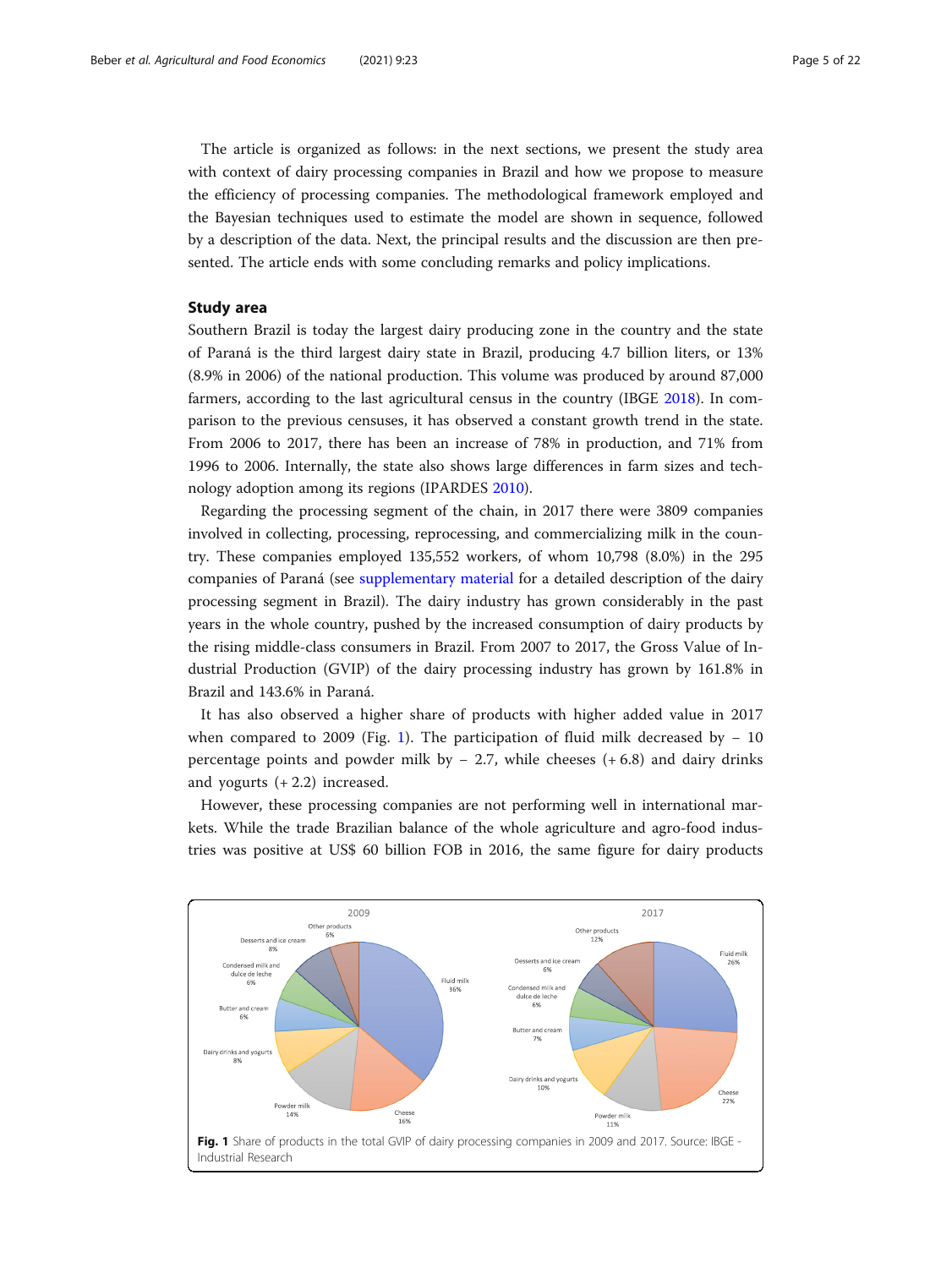The article is organized as follows: in the next sections, we present the study area with context of dairy processing companies in Brazil and how we propose to measure the efficiency of processing companies. The methodological framework employed and the Bayesian techniques used to estimate the model are shown in sequence, followed by a description of the data. Next, the principal results and the discussion are then presented. The article ends with some concluding remarks and policy implications.

## Study area

Southern Brazil is today the largest dairy producing zone in the country and the state of Paraná is the third largest dairy state in Brazil, producing 4.7 billion liters, or 13% (8.9% in 2006) of the national production. This volume was produced by around 87,000 farmers, according to the last agricultural census in the country (IBGE 2018). In comparison to the previous censuses, it has observed a constant growth trend in the state. From 2006 to 2017, there has been an increase of 78% in production, and 71% from 1996 to 2006. Internally, the state also shows large differences in farm sizes and technology adoption among its regions (IPARDES 2010).

Regarding the processing segment of the chain, in 2017 there were 3809 companies involved in collecting, processing, reprocessing, and commercializing milk in the country. These companies employed 135,552 workers, of whom 10,798 (8.0%) in the 295 companies of Paraná (see supplementary material for a detailed description of the dairy processing segment in Brazil). The dairy industry has grown considerably in the past years in the whole country, pushed by the increased consumption of dairy products by the rising middle-class consumers in Brazil. From 2007 to 2017, the Gross Value of Industrial Production (GVIP) of the dairy processing industry has grown by 161.8% in Brazil and 143.6% in Paraná.

It has also observed a higher share of products with higher added value in 2017 when compared to 2009 (Fig. 1). The participation of fluid milk decreased by − 10 percentage points and powder milk by − 2.7, while cheeses (+ 6.8) and dairy drinks and yogurts (+ 2.2) increased.

However, these processing companies are not performing well in international markets. While the trade Brazilian balance of the whole agriculture and agro-food industries was positive at US$ 60 billion FOB in 2016, the same figure for dairy products

| Product | 2009 | 2017 |
| --- | --- | --- |
| Fluid milk | 36% | 26% |
| Cheese | 16% | 22% |
| Powder milk | 14% | 11% |
| Dairy drinks and yogurts | 8% | 10% |
| Butter and cream | 6% | 7% |
| Condensed milk and dulce de leche | 6% | 6% |
| Desserts and ice cream | 8% | 6% |
| Other products | 6% | 12% |

**Fig. 1** Share of products in the total GVIP of dairy processing companies in 2009 and 2017. Source: IBGE - Industrial Research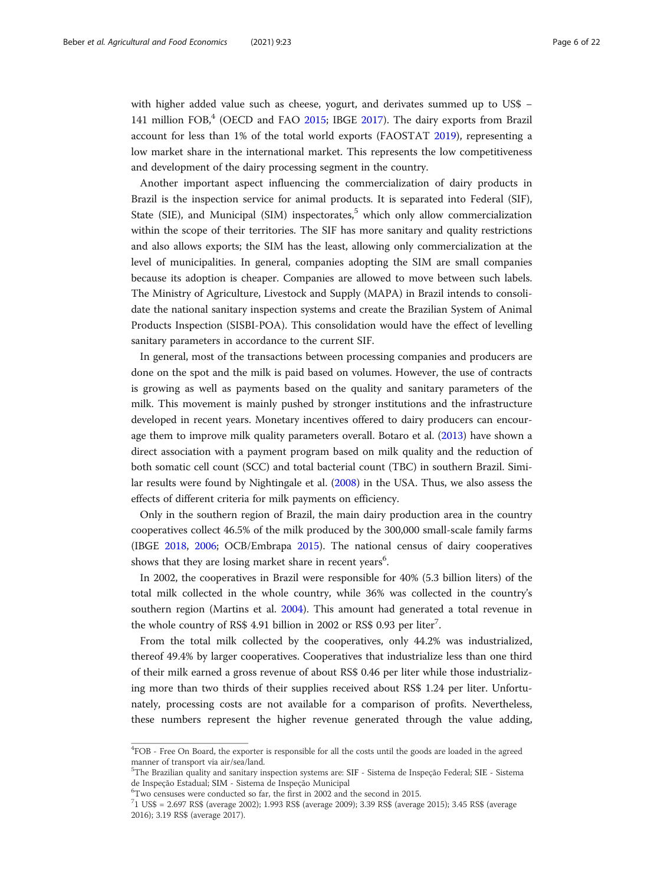with higher added value such as cheese, yogurt, and derivates summed up to US$ – 141 million FOB,[4] (OECD and FAO 2015; IBGE 2017). The dairy exports from Brazil account for less than 1% of the total world exports (FAOSTAT 2019), representing a low market share in the international market. This represents the low competitiveness and development of the dairy processing segment in the country.

Another important aspect influencing the commercialization of dairy products in Brazil is the inspection service for animal products. It is separated into Federal (SIF), State (SIE), and Municipal (SIM) inspectorates,[5] which only allow commercialization within the scope of their territories. The SIF has more sanitary and quality restrictions and also allows exports; the SIM has the least, allowing only commercialization at the level of municipalities. In general, companies adopting the SIM are small companies because its adoption is cheaper. Companies are allowed to move between such labels. The Ministry of Agriculture, Livestock and Supply (MAPA) in Brazil intends to consolidate the national sanitary inspection systems and create the Brazilian System of Animal Products Inspection (SISBI-POA). This consolidation would have the effect of levelling sanitary parameters in accordance to the current SIF.

In general, most of the transactions between processing companies and producers are done on the spot and the milk is paid based on volumes. However, the use of contracts is growing as well as payments based on the quality and sanitary parameters of the milk. This movement is mainly pushed by stronger institutions and the infrastructure developed in recent years. Monetary incentives offered to dairy producers can encourage them to improve milk quality parameters overall. Botaro et al. (2013) have shown a direct association with a payment program based on milk quality and the reduction of both somatic cell count (SCC) and total bacterial count (TBC) in southern Brazil. Similar results were found by Nightingale et al. (2008) in the USA. Thus, we also assess the effects of different criteria for milk payments on efficiency.

Only in the southern region of Brazil, the main dairy production area in the country cooperatives collect 46.5% of the milk produced by the 300,000 small-scale family farms (IBGE 2018, 2006; OCB/Embrapa 2015). The national census of dairy cooperatives shows that they are losing market share in recent years[6].

In 2002, the cooperatives in Brazil were responsible for 40% (5.3 billion liters) of the total milk collected in the whole country, while 36% was collected in the country's southern region (Martins et al. 2004). This amount had generated a total revenue in the whole country of R$$ 4.91 billion in 2002 or R$$ 0.93 per liter[7].

From the total milk collected by the cooperatives, only 44.2% was industrialized, thereof 49.4% by larger cooperatives. Cooperatives that industrialize less than one third of their milk earned a gross revenue of about R$$ 0.46 per liter while those industrializing more than two thirds of their supplies received about R$$ 1.24 per liter. Unfortunately, processing costs are not available for a comparison of profits. Nevertheless, these numbers represent the higher revenue generated through the value adding,

---

[4]FOB - Free On Board, the exporter is responsible for all the costs until the goods are loaded in the agreed manner of transport via air/sea/land.

[5]The Brazilian quality and sanitary inspection systems are: SIF - Sistema de Inspeção Federal; SIE - Sistema de Inspeção Estadual; SIM - Sistema de Inspeção Municipal

[6]Two censuses were conducted so far, the first in 2002 and the second in 2015.

[7]1 US$ = 2.697 R$$ (average 2002); 1.993 R$$ (average 2009); 3.39 R$$ (average 2015); 3.45 R$$ (average 2016); 3.19 R$$ (average 2017).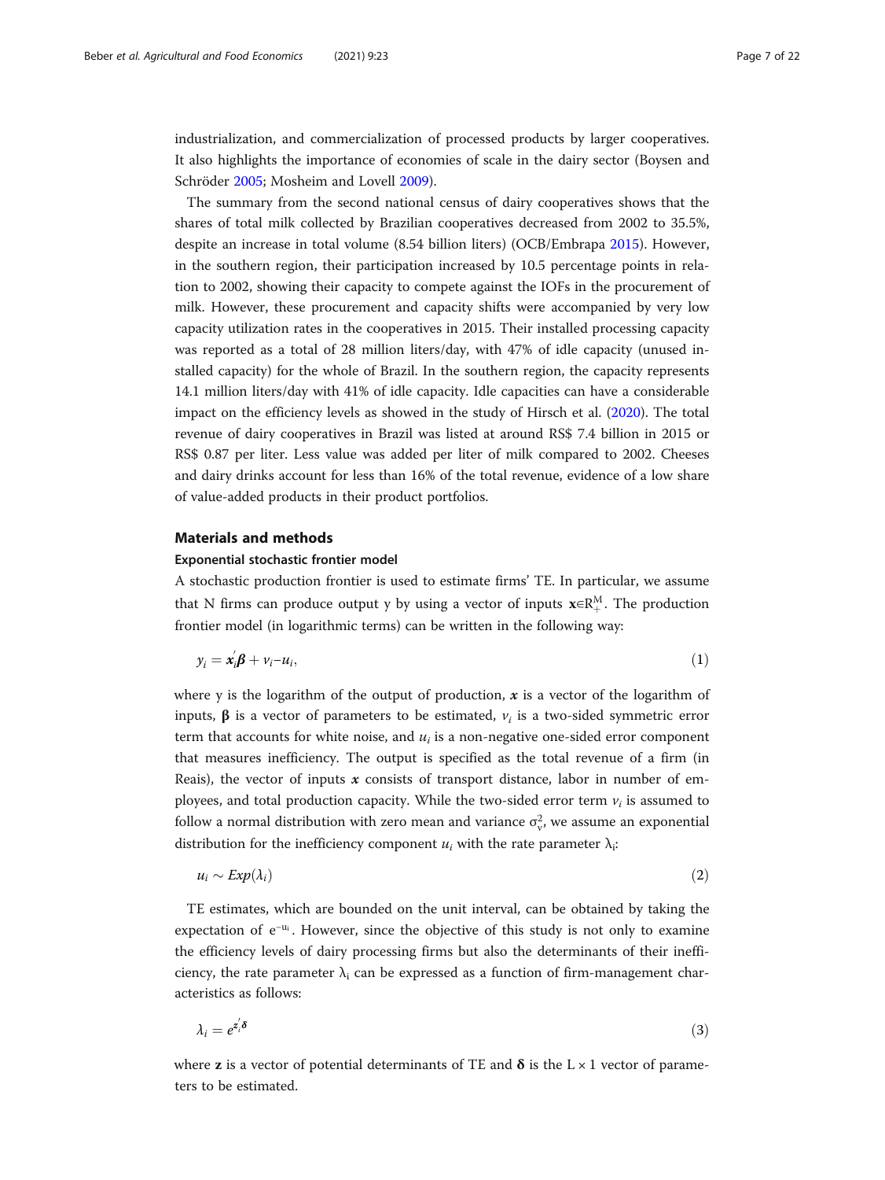industrialization, and commercialization of processed products by larger cooperatives. It also highlights the importance of economies of scale in the dairy sector (Boysen and Schröder 2005; Mosheim and Lovell 2009).

The summary from the second national census of dairy cooperatives shows that the shares of total milk collected by Brazilian cooperatives decreased from 2002 to 35.5%, despite an increase in total volume (8.54 billion liters) (OCB/Embrapa 2015). However, in the southern region, their participation increased by 10.5 percentage points in relation to 2002, showing their capacity to compete against the IOFs in the procurement of milk. However, these procurement and capacity shifts were accompanied by very low capacity utilization rates in the cooperatives in 2015. Their installed processing capacity was reported as a total of 28 million liters/day, with 47% of idle capacity (unused installed capacity) for the whole of Brazil. In the southern region, the capacity represents 14.1 million liters/day with 41% of idle capacity. Idle capacities can have a considerable impact on the efficiency levels as showed in the study of Hirsch et al. (2020). The total revenue of dairy cooperatives in Brazil was listed at around R$$ 7.4 billion in 2015 or R$$ 0.87 per liter. Less value was added per liter of milk compared to 2002. Cheeses and dairy drinks account for less than 16% of the total revenue, evidence of a low share of value-added products in their product portfolios.

## Materials and methods

### Exponential stochastic frontier model

A stochastic production frontier is used to estimate firms' TE. In particular, we assume that N firms can produce output y by using a vector of inputs $\mathbf{x} \in \mathbb{R}_{+}^{M}$. The production frontier model (in logarithmic terms) can be written in the following way:

$$y_i = \boldsymbol{x}_i^{'}\boldsymbol{\beta} + v_i - u_i, \tag{1}$$

where y is the logarithm of the output of production, $\boldsymbol{x}$ is a vector of the logarithm of inputs, $\boldsymbol{\beta}$ is a vector of parameters to be estimated, $v_i$ is a two-sided symmetric error term that accounts for white noise, and $u_i$ is a non-negative one-sided error component that measures inefficiency. The output is specified as the total revenue of a firm (in Reais), the vector of inputs $\boldsymbol{x}$ consists of transport distance, labor in number of employees, and total production capacity. While the two-sided error term $v_i$ is assumed to follow a normal distribution with zero mean and variance $\sigma_v^2$, we assume an exponential distribution for the inefficiency component $u_i$ with the rate parameter $\lambda_i$:

$$u_i \sim Exp(\lambda_i) \tag{2}$$

TE estimates, which are bounded on the unit interval, can be obtained by taking the expectation of $e^{-u_i}$. However, since the objective of this study is not only to examine the efficiency levels of dairy processing firms but also the determinants of their inefficiency, the rate parameter $\lambda_i$ can be expressed as a function of firm-management characteristics as follows:

$$\lambda_i = e^{\boldsymbol{z}_i^{'}\boldsymbol{\delta}} \tag{3}$$

where $\mathbf{z}$ is a vector of potential determinants of TE and $\boldsymbol{\delta}$ is the $L \times 1$ vector of parameters to be estimated.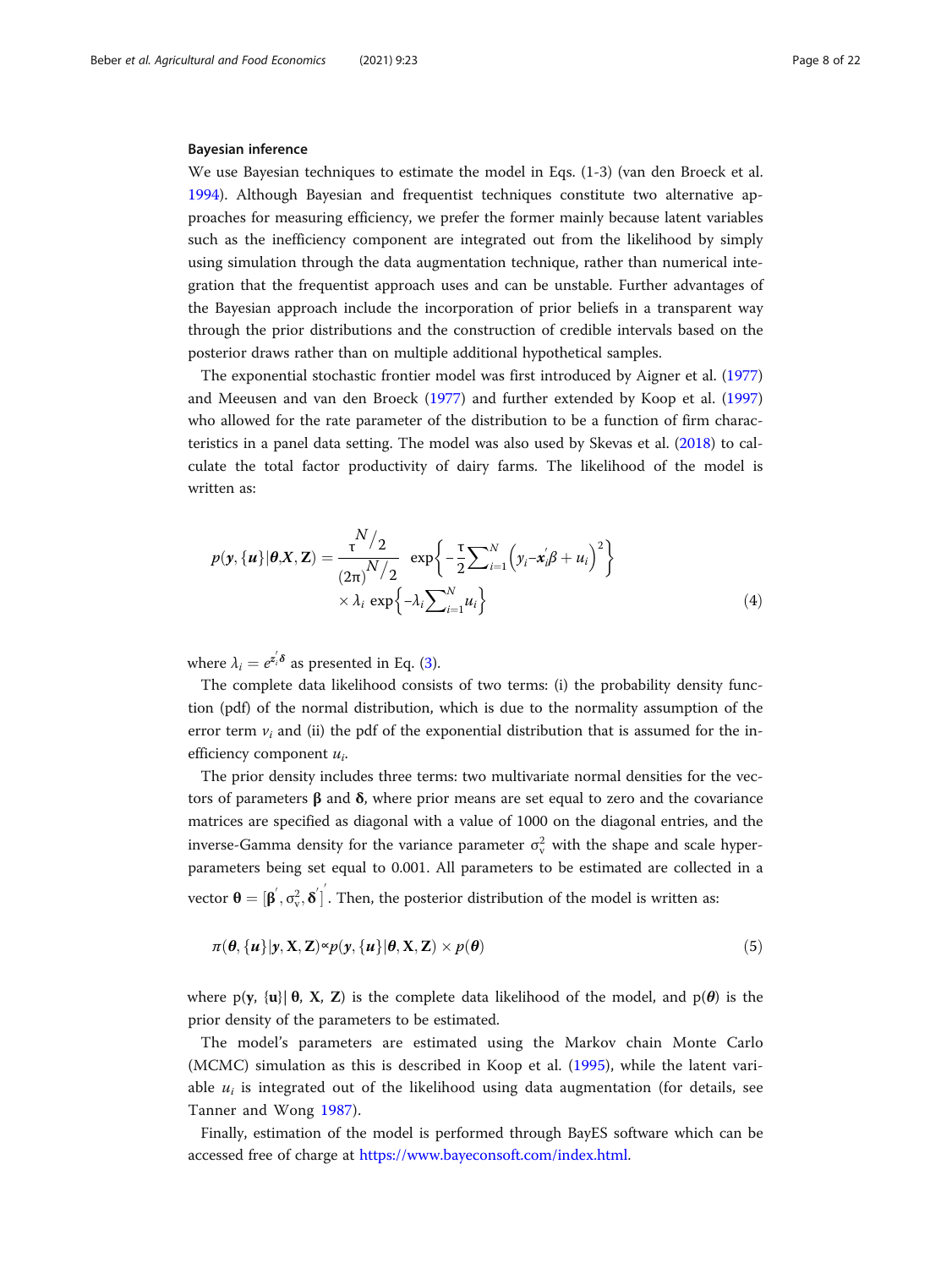### Bayesian inference

We use Bayesian techniques to estimate the model in Eqs. (1-3) (van den Broeck et al. 1994). Although Bayesian and frequentist techniques constitute two alternative approaches for measuring efficiency, we prefer the former mainly because latent variables such as the inefficiency component are integrated out from the likelihood by simply using simulation through the data augmentation technique, rather than numerical integration that the frequentist approach uses and can be unstable. Further advantages of the Bayesian approach include the incorporation of prior beliefs in a transparent way through the prior distributions and the construction of credible intervals based on the posterior draws rather than on multiple additional hypothetical samples.

The exponential stochastic frontier model was first introduced by Aigner et al. (1977) and Meeusen and van den Broeck (1977) and further extended by Koop et al. (1997) who allowed for the rate parameter of the distribution to be a function of firm characteristics in a panel data setting. The model was also used by Skevas et al. (2018) to calculate the total factor productivity of dairy farms. The likelihood of the model is written as:

$$p(\boldsymbol{y}, \{\boldsymbol{u}\}|\boldsymbol{\theta}, \mathbf{X}, \mathbf{Z}) = \frac{\tau^{N/2}}{(2\pi)^{N/2}} \exp\left\{-\frac{\tau}{2}\sum_{i=1}^{N}\left(y_i - \boldsymbol{x}_i'\beta + u_i\right)^2\right\} \times \lambda_i \exp\left\{-\lambda_i \sum_{i=1}^{N} u_i\right\} \tag{4}$$

where $\lambda_i = e^{z_i'\boldsymbol{\delta}}$ as presented in Eq. (3).

The complete data likelihood consists of two terms: (i) the probability density function (pdf) of the normal distribution, which is due to the normality assumption of the error term $v_i$ and (ii) the pdf of the exponential distribution that is assumed for the inefficiency component $u_i$.

The prior density includes three terms: two multivariate normal densities for the vectors of parameters $\boldsymbol{\beta}$ and $\boldsymbol{\delta}$, where prior means are set equal to zero and the covariance matrices are specified as diagonal with a value of 1000 on the diagonal entries, and the inverse-Gamma density for the variance parameter $\sigma_v^2$ with the shape and scale hyper-parameters being set equal to 0.001. All parameters to be estimated are collected in a vector $\boldsymbol{\theta} = [\boldsymbol{\beta}', \sigma_v^2, \boldsymbol{\delta}']'$. Then, the posterior distribution of the model is written as:

$$\pi(\boldsymbol{\theta}, \{\boldsymbol{u}\}|\boldsymbol{y}, \mathbf{X}, \mathbf{Z}) \propto p(\boldsymbol{y}, \{\boldsymbol{u}\}|\boldsymbol{\theta}, \mathbf{X}, \mathbf{Z}) \times p(\boldsymbol{\theta}) \tag{5}$$

where $p(\mathbf{y}, \{\mathbf{u}\}| \boldsymbol{\theta}, \mathbf{X}, \mathbf{Z})$ is the complete data likelihood of the model, and $p(\boldsymbol{\theta})$ is the prior density of the parameters to be estimated.

The model's parameters are estimated using the Markov chain Monte Carlo (MCMC) simulation as this is described in Koop et al. (1995), while the latent variable $u_i$ is integrated out of the likelihood using data augmentation (for details, see Tanner and Wong 1987).

Finally, estimation of the model is performed through BayES software which can be accessed free of charge at https://www.bayeconsoft.com/index.html.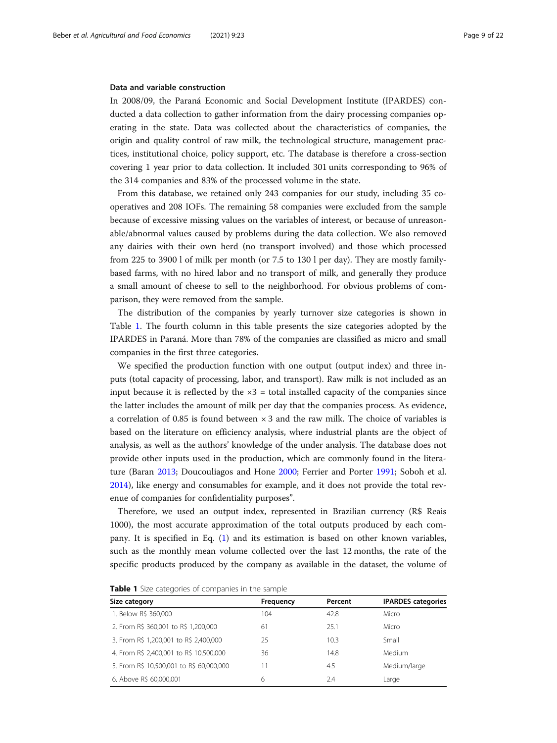### Data and variable construction

In 2008/09, the Paraná Economic and Social Development Institute (IPARDES) conducted a data collection to gather information from the dairy processing companies operating in the state. Data was collected about the characteristics of companies, the origin and quality control of raw milk, the technological structure, management practices, institutional choice, policy support, etc. The database is therefore a cross-section covering 1 year prior to data collection. It included 301 units corresponding to 96% of the 314 companies and 83% of the processed volume in the state.

From this database, we retained only 243 companies for our study, including 35 cooperatives and 208 IOFs. The remaining 58 companies were excluded from the sample because of excessive missing values on the variables of interest, or because of unreasonable/abnormal values caused by problems during the data collection. We also removed any dairies with their own herd (no transport involved) and those which processed from 225 to 3900 l of milk per month (or 7.5 to 130 l per day). They are mostly family-based farms, with no hired labor and no transport of milk, and generally they produce a small amount of cheese to sell to the neighborhood. For obvious problems of comparison, they were removed from the sample.

The distribution of the companies by yearly turnover size categories is shown in Table 1. The fourth column in this table presents the size categories adopted by the IPARDES in Paraná. More than 78% of the companies are classified as micro and small companies in the first three categories.

We specified the production function with one output (output index) and three inputs (total capacity of processing, labor, and transport). Raw milk is not included as an input because it is reflected by the $\times 3$ = total installed capacity of the companies since the latter includes the amount of milk per day that the companies process. As evidence, a correlation of 0.85 is found between $\times 3$ and the raw milk. The choice of variables is based on the literature on efficiency analysis, where industrial plants are the object of analysis, as well as the authors' knowledge of the under analysis. The database does not provide other inputs used in the production, which are commonly found in the literature (Baran 2013; Doucouliagos and Hone 2000; Ferrier and Porter 1991; Soboh et al. 2014), like energy and consumables for example, and it does not provide the total revenue of companies for confidentiality purposes".

Therefore, we used an output index, represented in Brazilian currency (R$ Reais 1000), the most accurate approximation of the total outputs produced by each company. It is specified in Eq. (1) and its estimation is based on other known variables, such as the monthly mean volume collected over the last 12 months, the rate of the specific products produced by the company as available in the dataset, the volume of

**Table 1** Size categories of companies in the sample

| Size category | Frequency | Percent | IPARDES categories |
|---|---|---|---|
| 1. Below R$ 360,000 | 104 | 42.8 | Micro |
| 2. From R$ 360,001 to R$ 1,200,000 | 61 | 25.1 | Micro |
| 3. From R$ 1,200,001 to R$ 2,400,000 | 25 | 10.3 | Small |
| 4. From R$ 2,400,001 to R$ 10,500,000 | 36 | 14.8 | Medium |
| 5. From R$ 10,500,001 to R$ 60,000,000 | 11 | 4.5 | Medium/large |
| 6. Above R$ 60,000,001 | 6 | 2.4 | Large |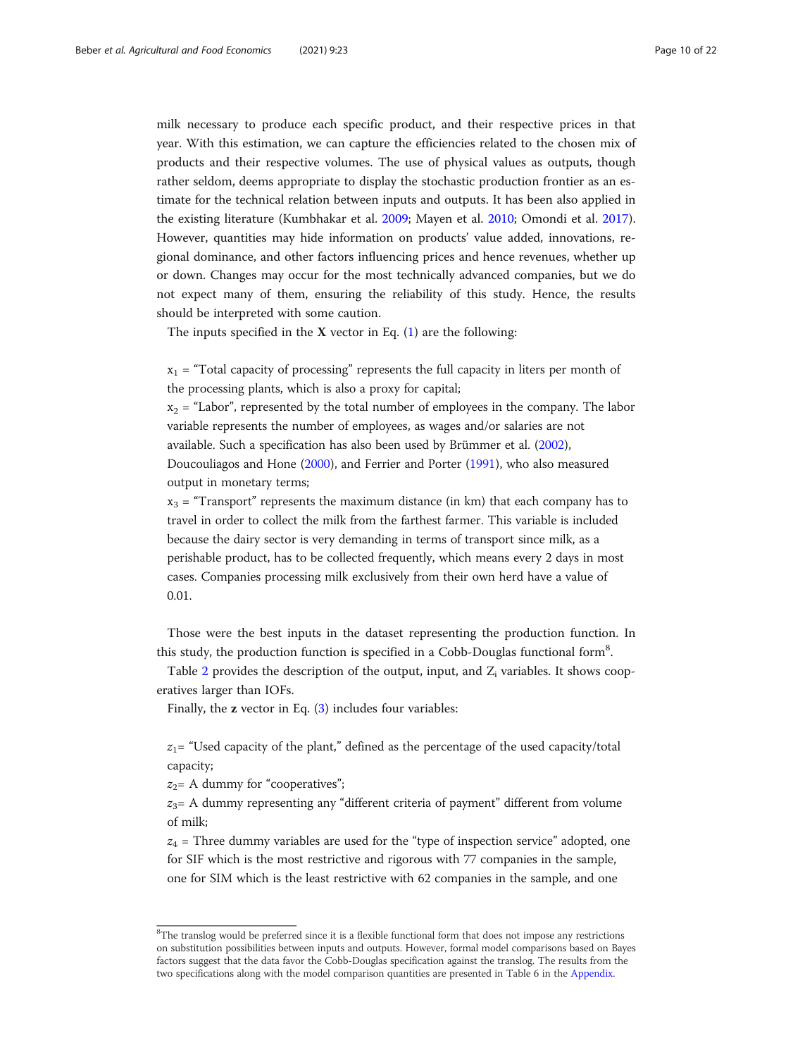milk necessary to produce each specific product, and their respective prices in that year. With this estimation, we can capture the efficiencies related to the chosen mix of products and their respective volumes. The use of physical values as outputs, though rather seldom, deems appropriate to display the stochastic production frontier as an estimate for the technical relation between inputs and outputs. It has been also applied in the existing literature (Kumbhakar et al. 2009; Mayen et al. 2010; Omondi et al. 2017). However, quantities may hide information on products' value added, innovations, regional dominance, and other factors influencing prices and hence revenues, whether up or down. Changes may occur for the most technically advanced companies, but we do not expect many of them, ensuring the reliability of this study. Hence, the results should be interpreted with some caution.

The inputs specified in the **X** vector in Eq. (1) are the following:

$x_1$ = "Total capacity of processing" represents the full capacity in liters per month of the processing plants, which is also a proxy for capital;

$x_2$ = "Labor", represented by the total number of employees in the company. The labor variable represents the number of employees, as wages and/or salaries are not available. Such a specification has also been used by Brümmer et al. (2002), Doucouliagos and Hone (2000), and Ferrier and Porter (1991), who also measured output in monetary terms;

$x_3$ = "Transport" represents the maximum distance (in km) that each company has to travel in order to collect the milk from the farthest farmer. This variable is included because the dairy sector is very demanding in terms of transport since milk, as a perishable product, has to be collected frequently, which means every 2 days in most cases. Companies processing milk exclusively from their own herd have a value of 0.01.

Those were the best inputs in the dataset representing the production function. In this study, the production function is specified in a Cobb-Douglas functional form[8].

Table 2 provides the description of the output, input, and $Z_i$ variables. It shows cooperatives larger than IOFs.

Finally, the **z** vector in Eq. (3) includes four variables:

$z_1$= "Used capacity of the plant," defined as the percentage of the used capacity/total capacity;

$z_2$= A dummy for "cooperatives";

$z_3$= A dummy representing any "different criteria of payment" different from volume of milk;

$z_4$ = Three dummy variables are used for the "type of inspection service" adopted, one for SIF which is the most restrictive and rigorous with 77 companies in the sample, one for SIM which is the least restrictive with 62 companies in the sample, and one

[8]The translog would be preferred since it is a flexible functional form that does not impose any restrictions on substitution possibilities between inputs and outputs. However, formal model comparisons based on Bayes factors suggest that the data favor the Cobb-Douglas specification against the translog. The results from the two specifications along with the model comparison quantities are presented in Table 6 in the Appendix.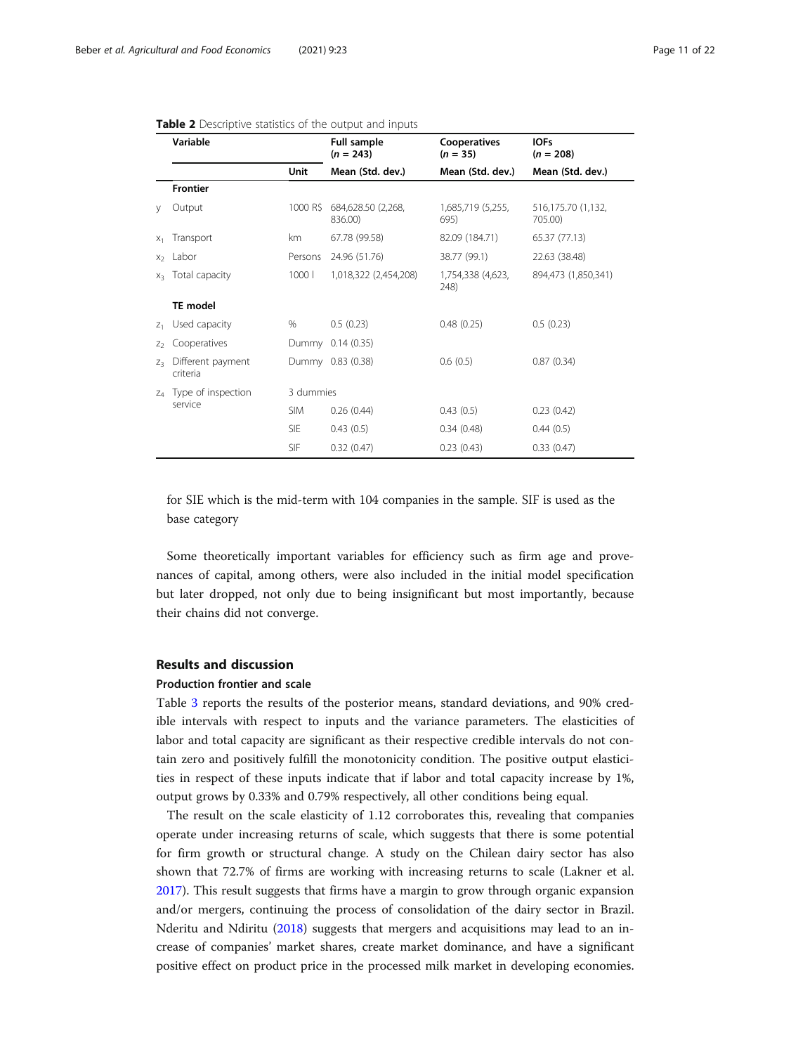**Table 2** Descriptive statistics of the output and inputs

| | Variable | | Full sample ($n = 243$) | Cooperatives ($n = 35$) | IOFs ($n = 208$) |
|---|---|---|---|---|---|
| | | Unit | Mean (Std. dev.) | Mean (Std. dev.) | Mean (Std. dev.) |
| | **Frontier** | | | | |
| y | Output | 1000 R$ | 684,628.50 (2,268, 836.00) | 1,685,719 (5,255, 695) | 516,175.70 (1,132, 705.00) |
| $x_1$ | Transport | km | 67.78 (99.58) | 82.09 (184.71) | 65.37 (77.13) |
| $x_2$ | Labor | Persons | 24.96 (51.76) | 38.77 (99.1) | 22.63 (38.48) |
| $x_3$ | Total capacity | 1000 l | 1,018,322 (2,454,208) | 1,754,338 (4,623, 248) | 894,473 (1,850,341) |
| | **TE model** | | | | |
| $z_1$ | Used capacity | % | 0.5 (0.23) | 0.48 (0.25) | 0.5 (0.23) |
| $z_2$ | Cooperatives | Dummy | 0.14 (0.35) | | |
| $z_3$ | Different payment criteria | Dummy | 0.83 (0.38) | 0.6 (0.5) | 0.87 (0.34) |
| $z_4$ | Type of inspection service | 3 dummies | | | |
| | | SIM | 0.26 (0.44) | 0.43 (0.5) | 0.23 (0.42) |
| | | SIE | 0.43 (0.5) | 0.34 (0.48) | 0.44 (0.5) |
| | | SIF | 0.32 (0.47) | 0.23 (0.43) | 0.33 (0.47) |

for SIE which is the mid-term with 104 companies in the sample. SIF is used as the base category

Some theoretically important variables for efficiency such as firm age and provenances of capital, among others, were also included in the initial model specification but later dropped, not only due to being insignificant but most importantly, because their chains did not converge.

## Results and discussion

### Production frontier and scale

Table 3 reports the results of the posterior means, standard deviations, and 90% credible intervals with respect to inputs and the variance parameters. The elasticities of labor and total capacity are significant as their respective credible intervals do not contain zero and positively fulfill the monotonicity condition. The positive output elasticities in respect of these inputs indicate that if labor and total capacity increase by 1%, output grows by 0.33% and 0.79% respectively, all other conditions being equal.

The result on the scale elasticity of 1.12 corroborates this, revealing that companies operate under increasing returns of scale, which suggests that there is some potential for firm growth or structural change. A study on the Chilean dairy sector has also shown that 72.7% of firms are working with increasing returns to scale (Lakner et al. 2017). This result suggests that firms have a margin to grow through organic expansion and/or mergers, continuing the process of consolidation of the dairy sector in Brazil. Nderitu and Ndiritu (2018) suggests that mergers and acquisitions may lead to an increase of companies' market shares, create market dominance, and have a significant positive effect on product price in the processed milk market in developing economies.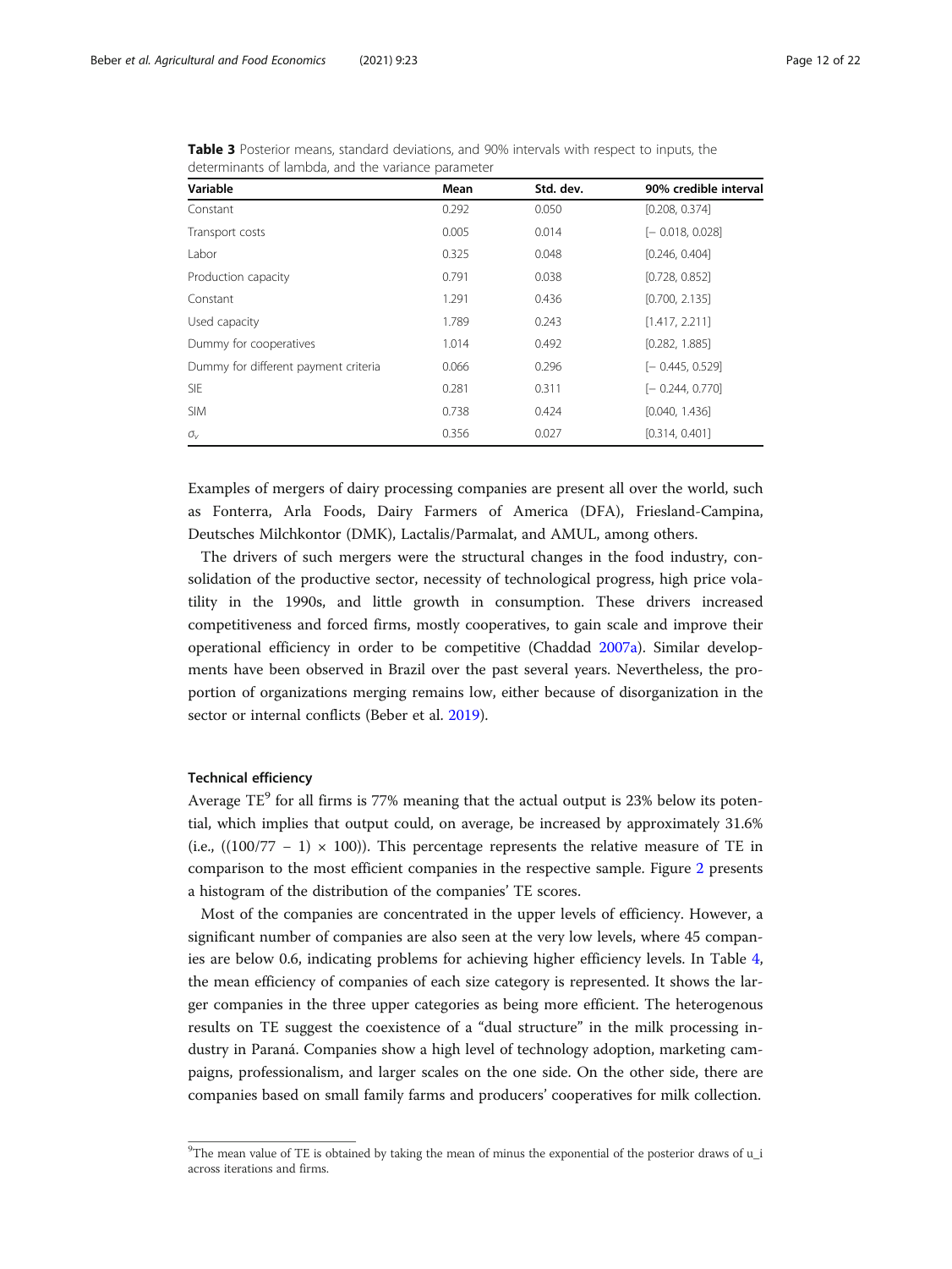**Table 3** Posterior means, standard deviations, and 90% intervals with respect to inputs, the determinants of lambda, and the variance parameter

| Variable | Mean | Std. dev. | 90% credible interval |
|---|---|---|---|
| Constant | 0.292 | 0.050 | [0.208, 0.374] |
| Transport costs | 0.005 | 0.014 | [− 0.018, 0.028] |
| Labor | 0.325 | 0.048 | [0.246, 0.404] |
| Production capacity | 0.791 | 0.038 | [0.728, 0.852] |
| Constant | 1.291 | 0.436 | [0.700, 2.135] |
| Used capacity | 1.789 | 0.243 | [1.417, 2.211] |
| Dummy for cooperatives | 1.014 | 0.492 | [0.282, 1.885] |
| Dummy for different payment criteria | 0.066 | 0.296 | [− 0.445, 0.529] |
| SIE | 0.281 | 0.311 | [− 0.244, 0.770] |
| SIM | 0.738 | 0.424 | [0.040, 1.436] |
| $\sigma_v$ | 0.356 | 0.027 | [0.314, 0.401] |

Examples of mergers of dairy processing companies are present all over the world, such as Fonterra, Arla Foods, Dairy Farmers of America (DFA), Friesland-Campina, Deutsches Milchkontor (DMK), Lactalis/Parmalat, and AMUL, among others.

The drivers of such mergers were the structural changes in the food industry, consolidation of the productive sector, necessity of technological progress, high price volatility in the 1990s, and little growth in consumption. These drivers increased competitiveness and forced firms, mostly cooperatives, to gain scale and improve their operational efficiency in order to be competitive (Chaddad 2007a). Similar developments have been observed in Brazil over the past several years. Nevertheless, the proportion of organizations merging remains low, either because of disorganization in the sector or internal conflicts (Beber et al. 2019).

### Technical efficiency

Average TE[9] for all firms is 77% meaning that the actual output is 23% below its potential, which implies that output could, on average, be increased by approximately 31.6% (i.e., $((100/77 - 1) \times 100)$). This percentage represents the relative measure of TE in comparison to the most efficient companies in the respective sample. Figure 2 presents a histogram of the distribution of the companies' TE scores.

Most of the companies are concentrated in the upper levels of efficiency. However, a significant number of companies are also seen at the very low levels, where 45 companies are below 0.6, indicating problems for achieving higher efficiency levels. In Table 4, the mean efficiency of companies of each size category is represented. It shows the larger companies in the three upper categories as being more efficient. The heterogenous results on TE suggest the coexistence of a "dual structure" in the milk processing industry in Paraná. Companies show a high level of technology adoption, marketing campaigns, professionalism, and larger scales on the one side. On the other side, there are companies based on small family farms and producers' cooperatives for milk collection.

[9] The mean value of TE is obtained by taking the mean of minus the exponential of the posterior draws of u_i across iterations and firms.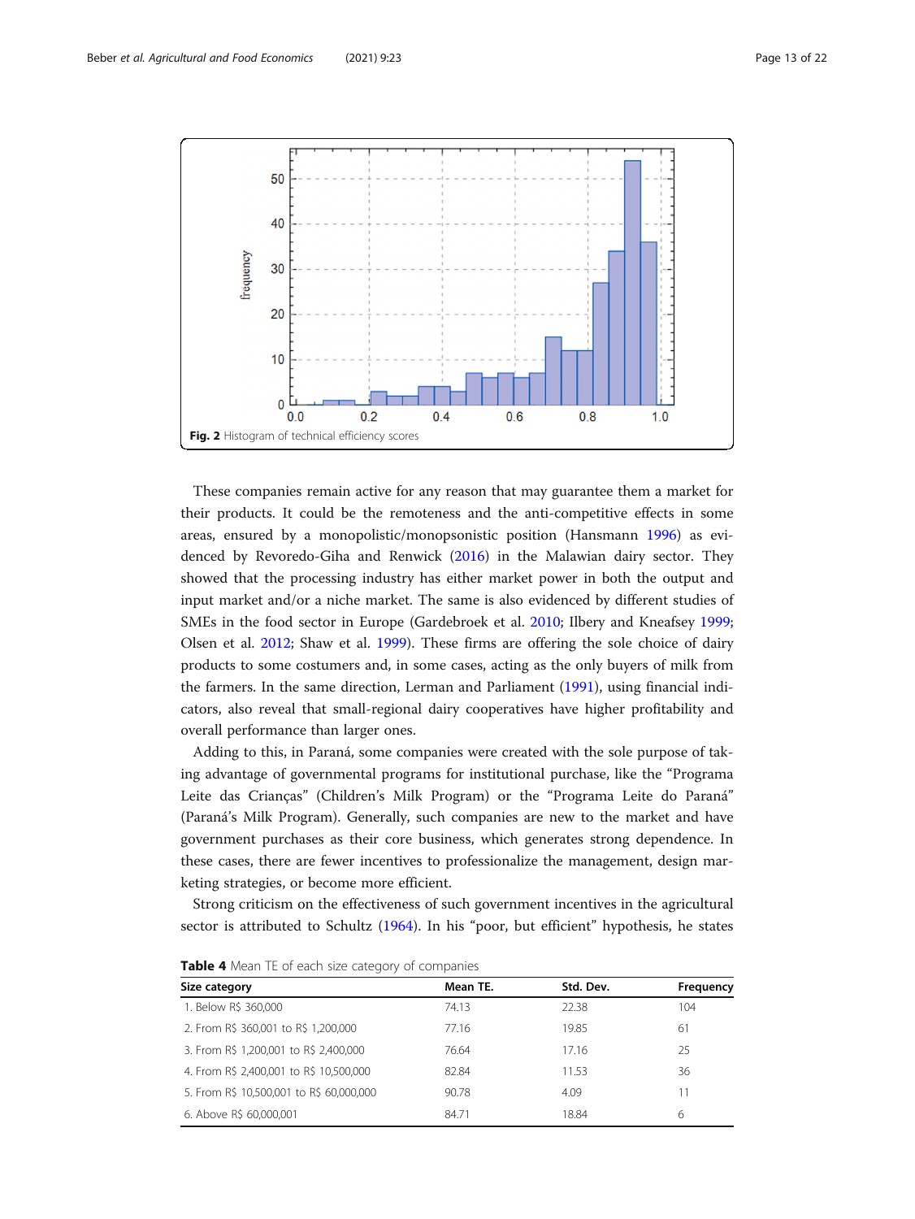Fig. 2 Histogram of technical efficiency scores

These companies remain active for any reason that may guarantee them a market for their products. It could be the remoteness and the anti-competitive effects in some areas, ensured by a monopolistic/monopsonistic position (Hansmann 1996) as evidenced by Revoredo-Giha and Renwick (2016) in the Malawian dairy sector. They showed that the processing industry has either market power in both the output and input market and/or a niche market. The same is also evidenced by different studies of SMEs in the food sector in Europe (Gardebroek et al. 2010; Ilbery and Kneafsey 1999; Olsen et al. 2012; Shaw et al. 1999). These firms are offering the sole choice of dairy products to some costumers and, in some cases, acting as the only buyers of milk from the farmers. In the same direction, Lerman and Parliament (1991), using financial indicators, also reveal that small-regional dairy cooperatives have higher profitability and overall performance than larger ones.

Adding to this, in Paraná, some companies were created with the sole purpose of taking advantage of governmental programs for institutional purchase, like the "Programa Leite das Crianças" (Children's Milk Program) or the "Programa Leite do Paraná" (Paraná's Milk Program). Generally, such companies are new to the market and have government purchases as their core business, which generates strong dependence. In these cases, there are fewer incentives to professionalize the management, design marketing strategies, or become more efficient.

Strong criticism on the effectiveness of such government incentives in the agricultural sector is attributed to Schultz (1964). In his "poor, but efficient" hypothesis, he states

**Table 4** Mean TE of each size category of companies

| Size category | Mean TE. | Std. Dev. | Frequency |
|---|---|---|---|
| 1. Below R$ 360,000 | 74.13 | 22.38 | 104 |
| 2. From R$ 360,001 to R$ 1,200,000 | 77.16 | 19.85 | 61 |
| 3. From R$ 1,200,001 to R$ 2,400,000 | 76.64 | 17.16 | 25 |
| 4. From R$ 2,400,001 to R$ 10,500,000 | 82.84 | 11.53 | 36 |
| 5. From R$ 10,500,001 to R$ 60,000,000 | 90.78 | 4.09 | 11 |
| 6. Above R$ 60,000,001 | 84.71 | 18.84 | 6 |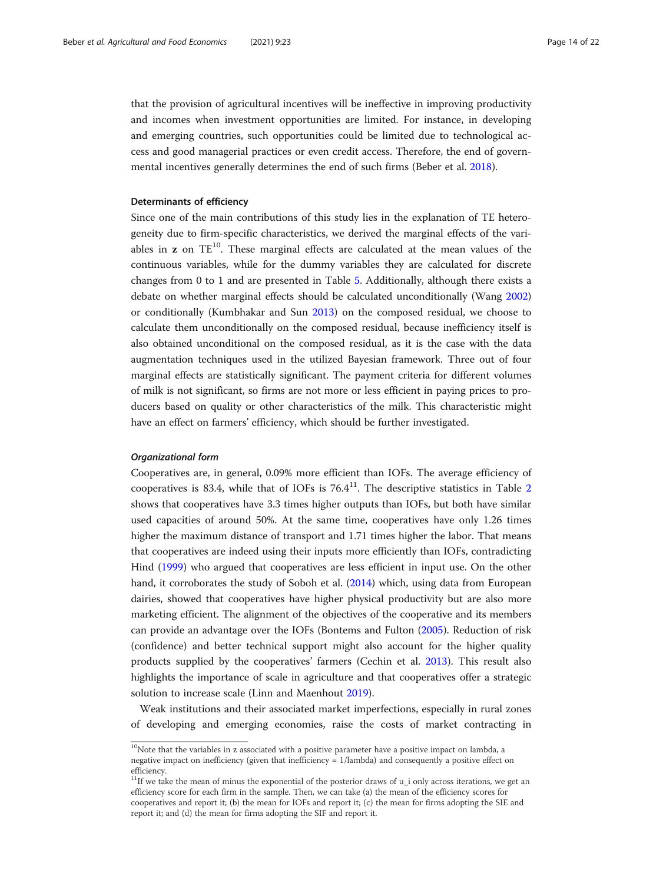that the provision of agricultural incentives will be ineffective in improving productivity and incomes when investment opportunities are limited. For instance, in developing and emerging countries, such opportunities could be limited due to technological access and good managerial practices or even credit access. Therefore, the end of governmental incentives generally determines the end of such firms (Beber et al. 2018).

### Determinants of efficiency

Since one of the main contributions of this study lies in the explanation of TE heterogeneity due to firm-specific characteristics, we derived the marginal effects of the variables in **z** on TE[10]. These marginal effects are calculated at the mean values of the continuous variables, while for the dummy variables they are calculated for discrete changes from 0 to 1 and are presented in Table 5. Additionally, although there exists a debate on whether marginal effects should be calculated unconditionally (Wang 2002) or conditionally (Kumbhakar and Sun 2013) on the composed residual, we choose to calculate them unconditionally on the composed residual, because inefficiency itself is also obtained unconditional on the composed residual, as it is the case with the data augmentation techniques used in the utilized Bayesian framework. Three out of four marginal effects are statistically significant. The payment criteria for different volumes of milk is not significant, so firms are not more or less efficient in paying prices to producers based on quality or other characteristics of the milk. This characteristic might have an effect on farmers' efficiency, which should be further investigated.

#### *Organizational form*

Cooperatives are, in general, 0.09% more efficient than IOFs. The average efficiency of cooperatives is 83.4, while that of IOFs is 76.4[11]. The descriptive statistics in Table 2 shows that cooperatives have 3.3 times higher outputs than IOFs, but both have similar used capacities of around 50%. At the same time, cooperatives have only 1.26 times higher the maximum distance of transport and 1.71 times higher the labor. That means that cooperatives are indeed using their inputs more efficiently than IOFs, contradicting Hind (1999) who argued that cooperatives are less efficient in input use. On the other hand, it corroborates the study of Soboh et al. (2014) which, using data from European dairies, showed that cooperatives have higher physical productivity but are also more marketing efficient. The alignment of the objectives of the cooperative and its members can provide an advantage over the IOFs (Bontems and Fulton (2005). Reduction of risk (confidence) and better technical support might also account for the higher quality products supplied by the cooperatives' farmers (Cechin et al. 2013). This result also highlights the importance of scale in agriculture and that cooperatives offer a strategic solution to increase scale (Linn and Maenhout 2019).

Weak institutions and their associated market imperfections, especially in rural zones of developing and emerging economies, raise the costs of market contracting in

---

[10] Note that the variables in z associated with a positive parameter have a positive impact on lambda, a negative impact on inefficiency (given that inefficiency = 1/lambda) and consequently a positive effect on efficiency.

[11] If we take the mean of minus the exponential of the posterior draws of u_i only across iterations, we get an efficiency score for each firm in the sample. Then, we can take (a) the mean of the efficiency scores for cooperatives and report it; (b) the mean for IOFs and report it; (c) the mean for firms adopting the SIE and report it; and (d) the mean for firms adopting the SIF and report it.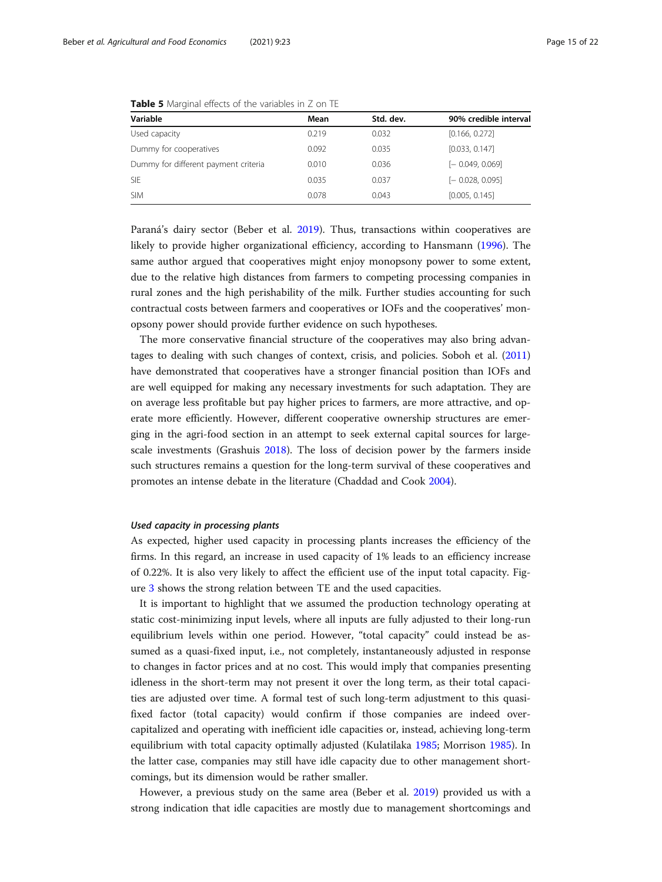**Table 5** Marginal effects of the variables in Z on TE

| Variable | Mean | Std. dev. | 90% credible interval |
|---|---|---|---|
| Used capacity | 0.219 | 0.032 | [0.166, 0.272] |
| Dummy for cooperatives | 0.092 | 0.035 | [0.033, 0.147] |
| Dummy for different payment criteria | 0.010 | 0.036 | [− 0.049, 0.069] |
| SIE | 0.035 | 0.037 | [− 0.028, 0.095] |
| SIM | 0.078 | 0.043 | [0.005, 0.145] |

Paraná's dairy sector (Beber et al. 2019). Thus, transactions within cooperatives are likely to provide higher organizational efficiency, according to Hansmann (1996). The same author argued that cooperatives might enjoy monopsony power to some extent, due to the relative high distances from farmers to competing processing companies in rural zones and the high perishability of the milk. Further studies accounting for such contractual costs between farmers and cooperatives or IOFs and the cooperatives' monopsony power should provide further evidence on such hypotheses.

The more conservative financial structure of the cooperatives may also bring advantages to dealing with such changes of context, crisis, and policies. Soboh et al. (2011) have demonstrated that cooperatives have a stronger financial position than IOFs and are well equipped for making any necessary investments for such adaptation. They are on average less profitable but pay higher prices to farmers, are more attractive, and operate more efficiently. However, different cooperative ownership structures are emerging in the agri-food section in an attempt to seek external capital sources for large-scale investments (Grashuis 2018). The loss of decision power by the farmers inside such structures remains a question for the long-term survival of these cooperatives and promotes an intense debate in the literature (Chaddad and Cook 2004).

#### *Used capacity in processing plants*

As expected, higher used capacity in processing plants increases the efficiency of the firms. In this regard, an increase in used capacity of 1% leads to an efficiency increase of 0.22%. It is also very likely to affect the efficient use of the input total capacity. Figure 3 shows the strong relation between TE and the used capacities.

It is important to highlight that we assumed the production technology operating at static cost-minimizing input levels, where all inputs are fully adjusted to their long-run equilibrium levels within one period. However, "total capacity" could instead be assumed as a quasi-fixed input, i.e., not completely, instantaneously adjusted in response to changes in factor prices and at no cost. This would imply that companies presenting idleness in the short-term may not present it over the long term, as their total capacities are adjusted over time. A formal test of such long-term adjustment to this quasi-fixed factor (total capacity) would confirm if those companies are indeed overcapitalized and operating with inefficient idle capacities or, instead, achieving long-term equilibrium with total capacity optimally adjusted (Kulatilaka 1985; Morrison 1985). In the latter case, companies may still have idle capacity due to other management shortcomings, but its dimension would be rather smaller.

However, a previous study on the same area (Beber et al. 2019) provided us with a strong indication that idle capacities are mostly due to management shortcomings and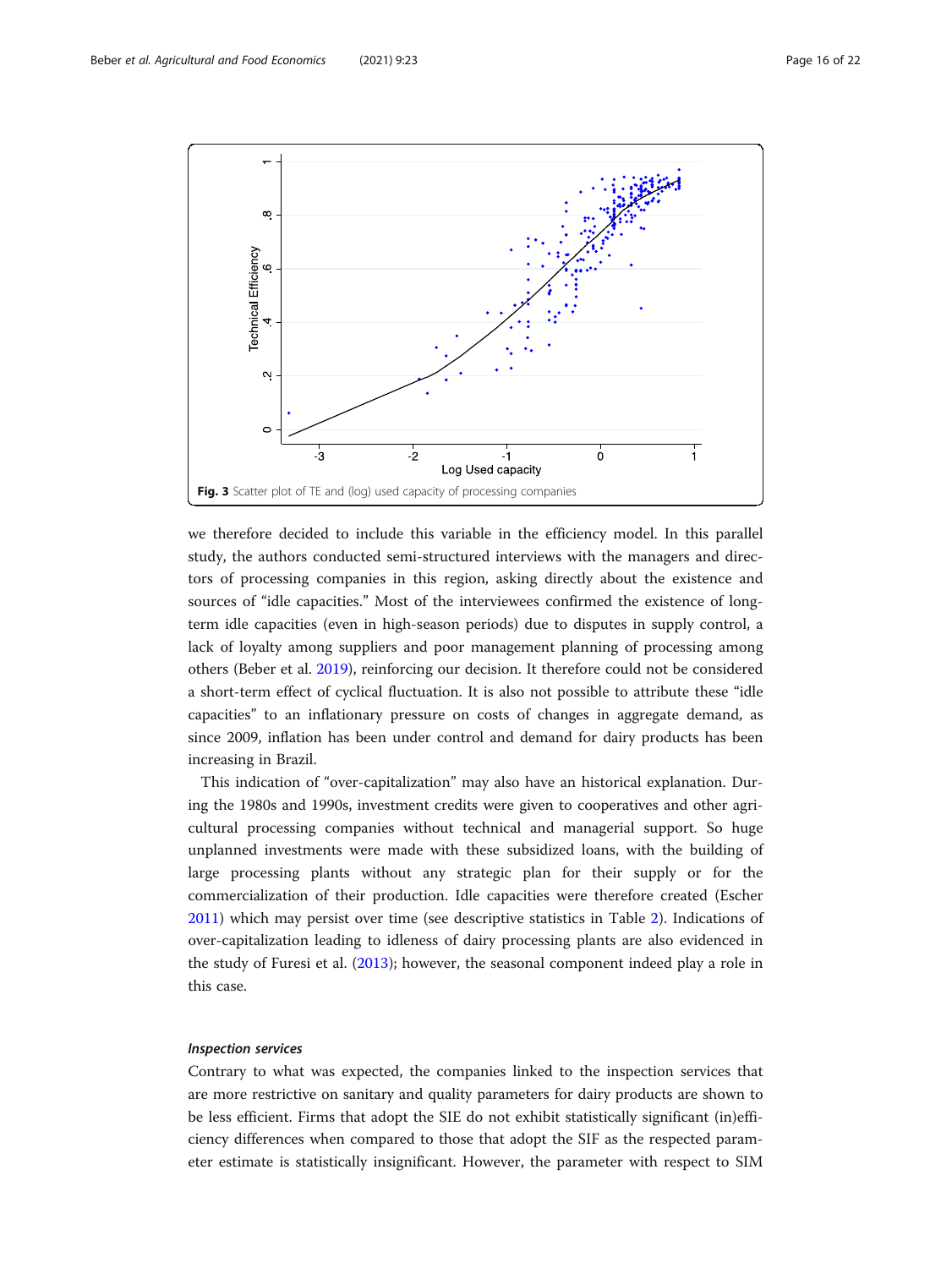Fig. 3 Scatter plot of TE and (log) used capacity of processing companies

we therefore decided to include this variable in the efficiency model. In this parallel study, the authors conducted semi-structured interviews with the managers and directors of processing companies in this region, asking directly about the existence and sources of "idle capacities." Most of the interviewees confirmed the existence of long-term idle capacities (even in high-season periods) due to disputes in supply control, a lack of loyalty among suppliers and poor management planning of processing among others (Beber et al. 2019), reinforcing our decision. It therefore could not be considered a short-term effect of cyclical fluctuation. It is also not possible to attribute these "idle capacities" to an inflationary pressure on costs of changes in aggregate demand, as since 2009, inflation has been under control and demand for dairy products has been increasing in Brazil.

This indication of "over-capitalization" may also have an historical explanation. During the 1980s and 1990s, investment credits were given to cooperatives and other agricultural processing companies without technical and managerial support. So huge unplanned investments were made with these subsidized loans, with the building of large processing plants without any strategic plan for their supply or for the commercialization of their production. Idle capacities were therefore created (Escher 2011) which may persist over time (see descriptive statistics in Table 2). Indications of over-capitalization leading to idleness of dairy processing plants are also evidenced in the study of Furesi et al. (2013); however, the seasonal component indeed play a role in this case.

### *Inspection services*

Contrary to what was expected, the companies linked to the inspection services that are more restrictive on sanitary and quality parameters for dairy products are shown to be less efficient. Firms that adopt the SIE do not exhibit statistically significant (in)efficiency differences when compared to those that adopt the SIF as the respected parameter estimate is statistically insignificant. However, the parameter with respect to SIM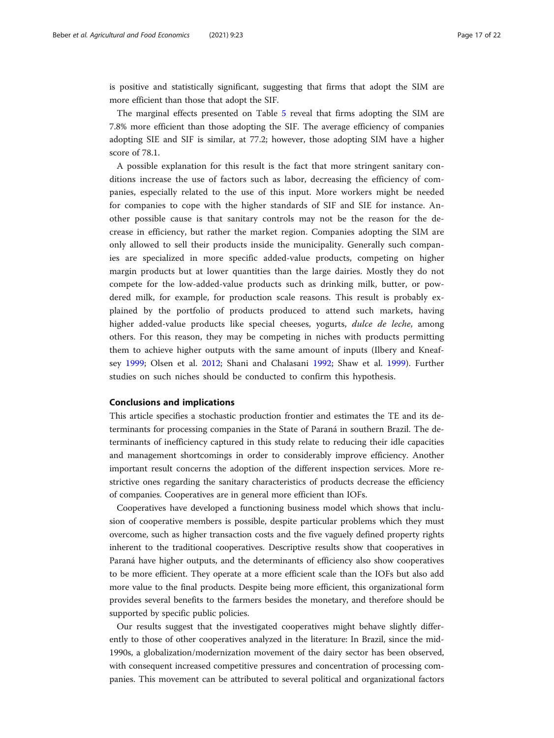is positive and statistically significant, suggesting that firms that adopt the SIM are more efficient than those that adopt the SIF.

The marginal effects presented on Table 5 reveal that firms adopting the SIM are 7.8% more efficient than those adopting the SIF. The average efficiency of companies adopting SIE and SIF is similar, at 77.2; however, those adopting SIM have a higher score of 78.1.

A possible explanation for this result is the fact that more stringent sanitary conditions increase the use of factors such as labor, decreasing the efficiency of companies, especially related to the use of this input. More workers might be needed for companies to cope with the higher standards of SIF and SIE for instance. Another possible cause is that sanitary controls may not be the reason for the decrease in efficiency, but rather the market region. Companies adopting the SIM are only allowed to sell their products inside the municipality. Generally such companies are specialized in more specific added-value products, competing on higher margin products but at lower quantities than the large dairies. Mostly they do not compete for the low-added-value products such as drinking milk, butter, or powdered milk, for example, for production scale reasons. This result is probably explained by the portfolio of products produced to attend such markets, having higher added-value products like special cheeses, yogurts, *dulce de leche*, among others. For this reason, they may be competing in niches with products permitting them to achieve higher outputs with the same amount of inputs (Ilbery and Kneafsey 1999; Olsen et al. 2012; Shani and Chalasani 1992; Shaw et al. 1999). Further studies on such niches should be conducted to confirm this hypothesis.

## Conclusions and implications

This article specifies a stochastic production frontier and estimates the TE and its determinants for processing companies in the State of Paraná in southern Brazil. The determinants of inefficiency captured in this study relate to reducing their idle capacities and management shortcomings in order to considerably improve efficiency. Another important result concerns the adoption of the different inspection services. More restrictive ones regarding the sanitary characteristics of products decrease the efficiency of companies. Cooperatives are in general more efficient than IOFs.

Cooperatives have developed a functioning business model which shows that inclusion of cooperative members is possible, despite particular problems which they must overcome, such as higher transaction costs and the five vaguely defined property rights inherent to the traditional cooperatives. Descriptive results show that cooperatives in Paraná have higher outputs, and the determinants of efficiency also show cooperatives to be more efficient. They operate at a more efficient scale than the IOFs but also add more value to the final products. Despite being more efficient, this organizational form provides several benefits to the farmers besides the monetary, and therefore should be supported by specific public policies.

Our results suggest that the investigated cooperatives might behave slightly differently to those of other cooperatives analyzed in the literature: In Brazil, since the mid-1990s, a globalization/modernization movement of the dairy sector has been observed, with consequent increased competitive pressures and concentration of processing companies. This movement can be attributed to several political and organizational factors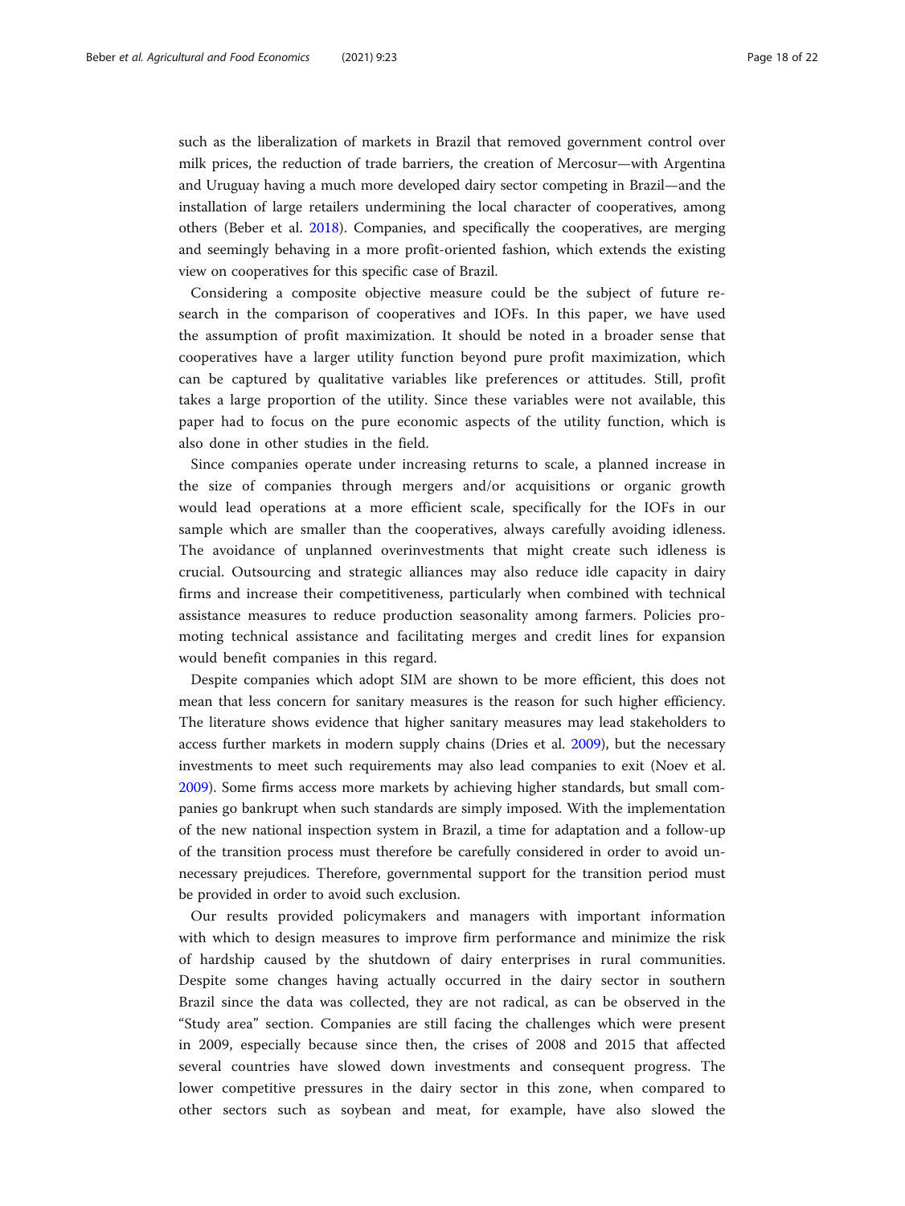such as the liberalization of markets in Brazil that removed government control over milk prices, the reduction of trade barriers, the creation of Mercosur—with Argentina and Uruguay having a much more developed dairy sector competing in Brazil—and the installation of large retailers undermining the local character of cooperatives, among others (Beber et al. 2018). Companies, and specifically the cooperatives, are merging and seemingly behaving in a more profit-oriented fashion, which extends the existing view on cooperatives for this specific case of Brazil.

Considering a composite objective measure could be the subject of future research in the comparison of cooperatives and IOFs. In this paper, we have used the assumption of profit maximization. It should be noted in a broader sense that cooperatives have a larger utility function beyond pure profit maximization, which can be captured by qualitative variables like preferences or attitudes. Still, profit takes a large proportion of the utility. Since these variables were not available, this paper had to focus on the pure economic aspects of the utility function, which is also done in other studies in the field.

Since companies operate under increasing returns to scale, a planned increase in the size of companies through mergers and/or acquisitions or organic growth would lead operations at a more efficient scale, specifically for the IOFs in our sample which are smaller than the cooperatives, always carefully avoiding idleness. The avoidance of unplanned overinvestments that might create such idleness is crucial. Outsourcing and strategic alliances may also reduce idle capacity in dairy firms and increase their competitiveness, particularly when combined with technical assistance measures to reduce production seasonality among farmers. Policies promoting technical assistance and facilitating merges and credit lines for expansion would benefit companies in this regard.

Despite companies which adopt SIM are shown to be more efficient, this does not mean that less concern for sanitary measures is the reason for such higher efficiency. The literature shows evidence that higher sanitary measures may lead stakeholders to access further markets in modern supply chains (Dries et al. 2009), but the necessary investments to meet such requirements may also lead companies to exit (Noev et al. 2009). Some firms access more markets by achieving higher standards, but small companies go bankrupt when such standards are simply imposed. With the implementation of the new national inspection system in Brazil, a time for adaptation and a follow-up of the transition process must therefore be carefully considered in order to avoid unnecessary prejudices. Therefore, governmental support for the transition period must be provided in order to avoid such exclusion.

Our results provided policymakers and managers with important information with which to design measures to improve firm performance and minimize the risk of hardship caused by the shutdown of dairy enterprises in rural communities. Despite some changes having actually occurred in the dairy sector in southern Brazil since the data was collected, they are not radical, as can be observed in the "Study area" section. Companies are still facing the challenges which were present in 2009, especially because since then, the crises of 2008 and 2015 that affected several countries have slowed down investments and consequent progress. The lower competitive pressures in the dairy sector in this zone, when compared to other sectors such as soybean and meat, for example, have also slowed the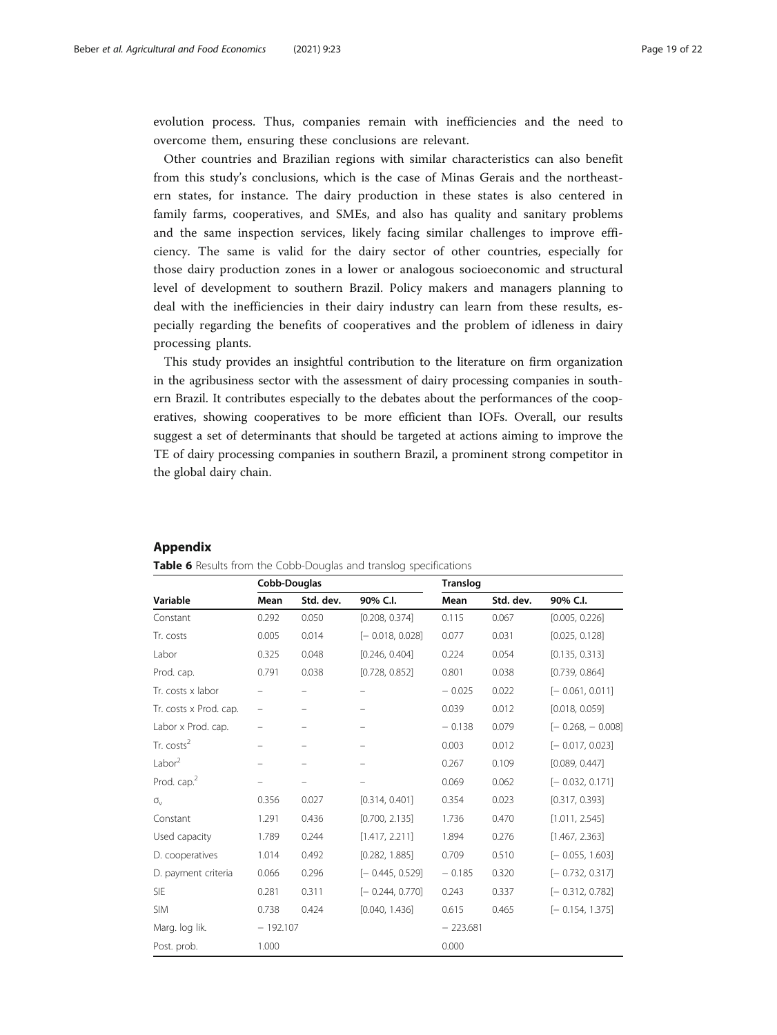evolution process. Thus, companies remain with inefficiencies and the need to overcome them, ensuring these conclusions are relevant.

Other countries and Brazilian regions with similar characteristics can also benefit from this study's conclusions, which is the case of Minas Gerais and the northeastern states, for instance. The dairy production in these states is also centered in family farms, cooperatives, and SMEs, and also has quality and sanitary problems and the same inspection services, likely facing similar challenges to improve efficiency. The same is valid for the dairy sector of other countries, especially for those dairy production zones in a lower or analogous socioeconomic and structural level of development to southern Brazil. Policy makers and managers planning to deal with the inefficiencies in their dairy industry can learn from these results, especially regarding the benefits of cooperatives and the problem of idleness in dairy processing plants.

This study provides an insightful contribution to the literature on firm organization in the agribusiness sector with the assessment of dairy processing companies in southern Brazil. It contributes especially to the debates about the performances of the cooperatives, showing cooperatives to be more efficient than IOFs. Overall, our results suggest a set of determinants that should be targeted at actions aiming to improve the TE of dairy processing companies in southern Brazil, a prominent strong competitor in the global dairy chain.

## Appendix

**Table 6** Results from the Cobb-Douglas and translog specifications

| | Cobb-Douglas | | | Translog | | |
|---|---|---|---|---|---|---|
| Variable | Mean | Std. dev. | 90% C.I. | Mean | Std. dev. | 90% C.I. |
| Constant | 0.292 | 0.050 | [0.208, 0.374] | 0.115 | 0.067 | [0.005, 0.226] |
| Tr. costs | 0.005 | 0.014 | [− 0.018, 0.028] | 0.077 | 0.031 | [0.025, 0.128] |
| Labor | 0.325 | 0.048 | [0.246, 0.404] | 0.224 | 0.054 | [0.135, 0.313] |
| Prod. cap. | 0.791 | 0.038 | [0.728, 0.852] | 0.801 | 0.038 | [0.739, 0.864] |
| Tr. costs x labor | – | – | – | − 0.025 | 0.022 | [− 0.061, 0.011] |
| Tr. costs x Prod. cap. | – | – | – | 0.039 | 0.012 | [0.018, 0.059] |
| Labor x Prod. cap. | – | – | – | − 0.138 | 0.079 | [− 0.268, − 0.008] |
| Tr. costs$^2$ | – | – | – | 0.003 | 0.012 | [− 0.017, 0.023] |
| Labor$^2$ | – | – | – | 0.267 | 0.109 | [0.089, 0.447] |
| Prod. cap.$^2$ | – | – | – | 0.069 | 0.062 | [− 0.032, 0.171] |
| $\sigma_v$ | 0.356 | 0.027 | [0.314, 0.401] | 0.354 | 0.023 | [0.317, 0.393] |
| Constant | 1.291 | 0.436 | [0.700, 2.135] | 1.736 | 0.470 | [1.011, 2.545] |
| Used capacity | 1.789 | 0.244 | [1.417, 2.211] | 1.894 | 0.276 | [1.467, 2.363] |
| D. cooperatives | 1.014 | 0.492 | [0.282, 1.885] | 0.709 | 0.510 | [− 0.055, 1.603] |
| D. payment criteria | 0.066 | 0.296 | [− 0.445, 0.529] | − 0.185 | 0.320 | [− 0.732, 0.317] |
| SIE | 0.281 | 0.311 | [− 0.244, 0.770] | 0.243 | 0.337 | [− 0.312, 0.782] |
| SIM | 0.738 | 0.424 | [0.040, 1.436] | 0.615 | 0.465 | [− 0.154, 1.375] |
| Marg. log lik. | − 192.107 | | | − 223.681 | | |
| Post. prob. | 1.000 | | | 0.000 | | |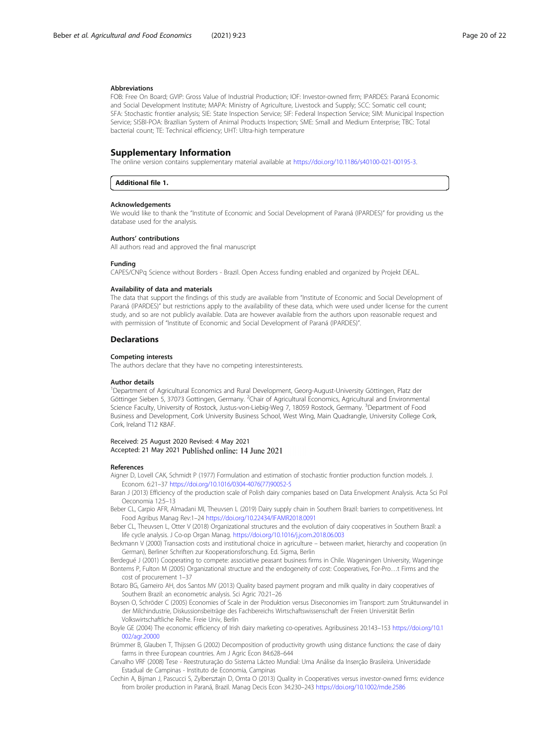### Abbreviations

FOB: Free On Board; GVIP: Gross Value of Industrial Production; IOF: Investor-owned firm; IPARDES: Paraná Economic and Social Development Institute; MAPA: Ministry of Agriculture, Livestock and Supply; SCC: Somatic cell count; SFA: Stochastic frontier analysis; SIE: State Inspection Service; SIF: Federal Inspection Service; SIM: Municipal Inspection Service; SISBI-POA: Brazilian System of Animal Products Inspection; SME: Small and Medium Enterprise; TBC: Total bacterial count; TE: Technical efficiency; UHT: Ultra-high temperature

## Supplementary Information

The online version contains supplementary material available at https://doi.org/10.1186/s40100-021-00195-3.

**Additional file 1.**

### Acknowledgements

We would like to thank the "Institute of Economic and Social Development of Paraná (IPARDES)" for providing us the database used for the analysis.

### Authors' contributions

All authors read and approved the final manuscript

### Funding

CAPES/CNPq Science without Borders - Brazil. Open Access funding enabled and organized by Projekt DEAL.

### Availability of data and materials

The data that support the findings of this study are available from "Institute of Economic and Social Development of Paraná (IPARDES)" but restrictions apply to the availability of these data, which were used under license for the current study, and so are not publicly available. Data are however available from the authors upon reasonable request and with permission of "Institute of Economic and Social Development of Paraná (IPARDES)".

## Declarations

### Competing interests

The authors declare that they have no competing interestsinterests.

### Author details

[1]Department of Agricultural Economics and Rural Development, Georg-August-University Göttingen, Platz der Göttinger Sieben 5, 37073 Gottingen, Germany. [2]Chair of Agricultural Economics, Agricultural and Environmental Science Faculty, University of Rostock, Justus-von-Liebig-Weg 7, 18059 Rostock, Germany. [3]Department of Food Business and Development, Cork University Business School, West Wing, Main Quadrangle, University College Cork, Cork, Ireland T12 K8AF.

Received: 25 August 2020 Revised: 4 May 2021
Accepted: 21 May 2021 Published online: 14 June 2021

### References

Aigner D, Lovell CAK, Schmidt P (1977) Formulation and estimation of stochastic frontier production function models. J. Econom. 6:21–37 https://doi.org/10.1016/0304-4076(77)90052-5

Baran J (2013) Efficiency of the production scale of Polish dairy companies based on Data Envelopment Analysis. Acta Sci Pol Oeconomia 12:5–13

Beber CL, Carpio AFR, Almadani MI, Theuvsen L (2019) Dairy supply chain in Southern Brazil: barriers to competitiveness. Int Food Agribus Manag Rev:1–24 https://doi.org/10.22434/IFAMR2018.0091

Beber CL, Theuvsen L, Otter V (2018) Organizational structures and the evolution of dairy cooperatives in Southern Brazil: a life cycle analysis. J Co-op Organ Manag. https://doi.org/10.1016/j.jcom.2018.06.003

Beckmann V (2000) Transaction costs and institutional choice in agriculture – between market, hierarchy and cooperation (in German), Berliner Schriften zur Kooperationsforschung. Ed. Sigma, Berlin

Berdegué J (2001) Cooperating to compete: associative peasant business firms in Chile. Wageningen University, Wageninge

Bontems P, Fulton M (2005) Organizational structure and the endogeneity of cost: Cooperatives, For-Pro…t Firms and the cost of procurement 1–37

Botaro BG, Gameiro AH, dos Santos MV (2013) Quality based payment program and milk quality in dairy cooperatives of Southern Brazil: an econometric analysis. Sci Agric 70:21–26

Boysen O, Schröder C (2005) Economies of Scale in der Produktion versus Diseconomies im Transport: zum Strukturwandel in der Milchindustrie, Diskussionsbeiträge des Fachbereichs Wirtschaftswissenschaft der Freien Universität Berlin Volkswirtschaftliche Reihe. Freie Univ, Berlin

Boyle GE (2004) The economic efficiency of Irish dairy marketing co-operatives. Agribusiness 20:143–153 https://doi.org/10.1002/agr.20000

Brümmer B, Glauben T, Thijssen G (2002) Decomposition of productivity growth using distance functions: the case of dairy farms in three European countries. Am J Agric Econ 84:628–644

Carvalho VRF (2008) Tese - Reestruturação do Sistema Lácteo Mundial: Uma Análise da Inserção Brasileira. Universidade Estadual de Campinas - Instituto de Economia, Campinas

Cechin A, Bijman J, Pascucci S, Zylbersztajn D, Omta O (2013) Quality in Cooperatives versus investor-owned firms: evidence from broiler production in Paraná, Brazil. Manag Decis Econ 34:230–243 https://doi.org/10.1002/mde.2586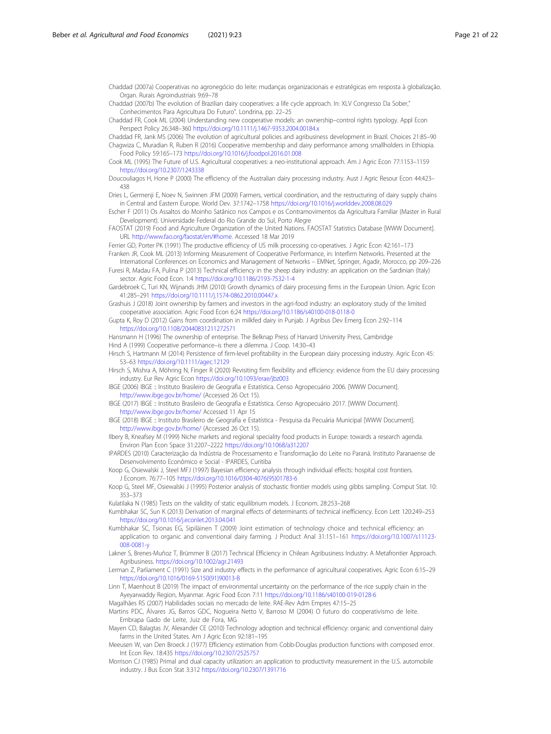Chaddad (2007a) Cooperativas no agronegócio do leite: mudanças organizacionais e estratégicas em resposta à globalização. Organ. Rurais Agroindustriais 9:69–78

Chaddad (2007b) The evolution of Brazilian dairy cooperatives: a life cycle approach. In: XLV Congresso Da Sober," Conhecimentos Para Agricultura Do Futuro". Londrina, pp. 22–25

Chaddad FR, Cook ML (2004) Understanding new cooperative models: an ownership–control rights typology. Appl Econ Perspect Policy 26:348–360 https://doi.org/10.1111/j.1467-9353.2004.00184.x

Chaddad FR, Jank MS (2006) The evolution of agricultural policies and agribusiness development in Brazil. Choices 21:85–90

Chagwiza C, Muradian R, Ruben R (2016) Cooperative membership and dairy performance among smallholders in Ethiopia. Food Policy 59:165–173 https://doi.org/10.1016/j.foodpol.2016.01.008

Cook ML (1995) The Future of U.S. Agricultural cooperatives: a neo-institutional approach. Am J Agric Econ 77:1153–1159 https://doi.org/10.2307/1243338

Doucouliagos H, Hone P (2000) The efficiency of the Australian dairy processing industry. Aust J Agric Resour Econ 44:423–438

Dries L, Germenji E, Noev N, Swinnen JFM (2009) Farmers, vertical coordination, and the restructuring of dairy supply chains in Central and Eastern Europe. World Dev. 37:1742–1758 https://doi.org/10.1016/j.worlddev.2008.08.029

Escher F (2011) Os Assaltos do Moinho Satânico nos Campos e os Contramovimentos da Agricultura Familiar (Master in Rural Development). Universidade Federal do Rio Grande do Sul, Porto Alegre

FAOSTAT (2019) Food and Agriculture Organization of the United Nations. FAOSTAT Statistics Database [WWW Document]. URL http://www.fao.org/faostat/en/#home. Accessed 18 Mar 2019

Ferrier GD, Porter PK (1991) The productive efficiency of US milk processing co-operatives. J Agric Econ 42:161–173

Franken JR, Cook ML (2013) Informing Measurement of Cooperative Performance, in: Interfirm Networks. Presented at the International Conferences on Economics and Management of Networks – EMNet, Springer, Agadir, Morocco, pp 209–226

Furesi R, Madau FA, Pulina P (2013) Technical efficiency in the sheep dairy industry: an application on the Sardinian (Italy) sector. Agric Food Econ. 1:4 https://doi.org/10.1186/2193-7532-1-4

Gardebroek C, Turi KN, Wijnands JHM (2010) Growth dynamics of dairy processing firms in the European Union. Agric Econ 41:285–291 https://doi.org/10.1111/j.1574-0862.2010.00447.x

Grashuis J (2018) Joint ownership by farmers and investors in the agri-food industry: an exploratory study of the limited cooperative association. Agric Food Econ 6:24 https://doi.org/10.1186/s40100-018-0118-0

Gupta K, Roy D (2012) Gains from coordination in milkfed dairy in Punjab. J Agribus Dev Emerg Econ 2:92–114 https://doi.org/10.1108/20440831211272571

Hansmann H (1996) The ownership of enterprise. The Belknap Press of Harvard University Press, Cambridge

Hind A (1999) Cooperative performance–is there a dilemma. J Coop. 14:30–43

Hirsch S, Hartmann M (2014) Persistence of firm-level profitability in the European dairy processing industry. Agric Econ 45:53–63 https://doi.org/10.1111/agec.12129

Hirsch S, Mishra A, Möhring N, Finger R (2020) Revisiting firm flexibility and efficiency: evidence from the EU dairy processing industry. Eur Rev Agric Econ https://doi.org/10.1093/erae/jbz003

IBGE (2006) IBGE :: Instituto Brasileiro de Geografia e Estatística. Censo Agropecuário 2006. [WWW Document]. http://www.ibge.gov.br/home/ (Accessed 26 Oct 15).

IBGE (2017) IBGE :: Instituto Brasileiro de Geografia e Estatística. Censo Agropecuário 2017. [WWW Document]. http://www.ibge.gov.br/home/ Accessed 11 Apr 15

IBGE (2018) IBGE :: Instituto Brasileiro de Geografia e Estatística - Pesquisa da Pecuária Municipal [WWW Document]. http://www.ibge.gov.br/home/ (Accessed 26 Oct 15).

Ilbery B, Kneafsey M (1999) Niche markets and regional speciality food products in Europe: towards a research agenda. Environ Plan Econ Space 31:2207–2222 https://doi.org/10.1068/a312207

IPARDES (2010) Caracterização da Indústria de Processamento e Transformação do Leite no Paraná. Instituto Paranaense de Desenvolvimento Econômico e Social - IPARDES, Curitiba

Koop G, Osiewalski J, Steel MFJ (1997) Bayesian efficiency analysis through individual effects: hospital cost frontiers. J Econom. 76:77–105 https://doi.org/10.1016/0304-4076(95)01783-6

Koop G, Steel MF, Osiewalski J (1995) Posterior analysis of stochastic frontier models using gibbs sampling. Comput Stat. 10:353–373

Kulatilaka N (1985) Tests on the validity of static equilibrium models. J Econom. 28:253–268

Kumbhakar SC, Sun K (2013) Derivation of marginal effects of determinants of technical inefficiency. Econ Lett 120:249–253 https://doi.org/10.1016/j.econlet.2013.04.041

Kumbhakar SC, Tsionas EG, Sipiläinen T (2009) Joint estimation of technology choice and technical efficiency: an application to organic and conventional dairy farming. J Product Anal 31:151–161 https://doi.org/10.1007/s11123-008-0081-y

Lakner S, Brenes-Muñoz T, Brümmer B (2017) Technical Efficiency in Chilean Agribusiness Industry: A Metafrontier Approach. Agribusiness. https://doi.org/10.1002/agr.21493

Lerman Z, Parliament C (1991) Size and industry effects in the performance of agricultural cooperatives. Agric Econ 6:15–29 https://doi.org/10.1016/0169-5150(91)90013-B

Linn T, Maenhout B (2019) The impact of environmental uncertainty on the performance of the rice supply chain in the Ayeyarwaddy Region, Myanmar. Agric Food Econ 7:11 https://doi.org/10.1186/s40100-019-0128-6

Magalhães RS (2007) Habilidades sociais no mercado de leite. RAE-Rev Adm Empres 47:15–25

Martins PDC, Álvares JG, Barros GDC, Nogueira Netto V, Barroso M (2004) O futuro do cooperativismo de leite. Embrapa Gado de Leite, Juiz de Fora, MG

Mayen CD, Balagtas JV, Alexander CE (2010) Technology adoption and technical efficiency: organic and conventional dairy farms in the United States. Am J Agric Econ 92:181–195

Meeusen W, van Den Broeck J (1977) Efficiency estimation from Cobb-Douglas production functions with composed error. Int Econ Rev. 18:435 https://doi.org/10.2307/2525757

Morrison CJ (1985) Primal and dual capacity utilization: an application to productivity measurement in the U.S. automobile industry. J Bus Econ Stat 3:312 https://doi.org/10.2307/1391716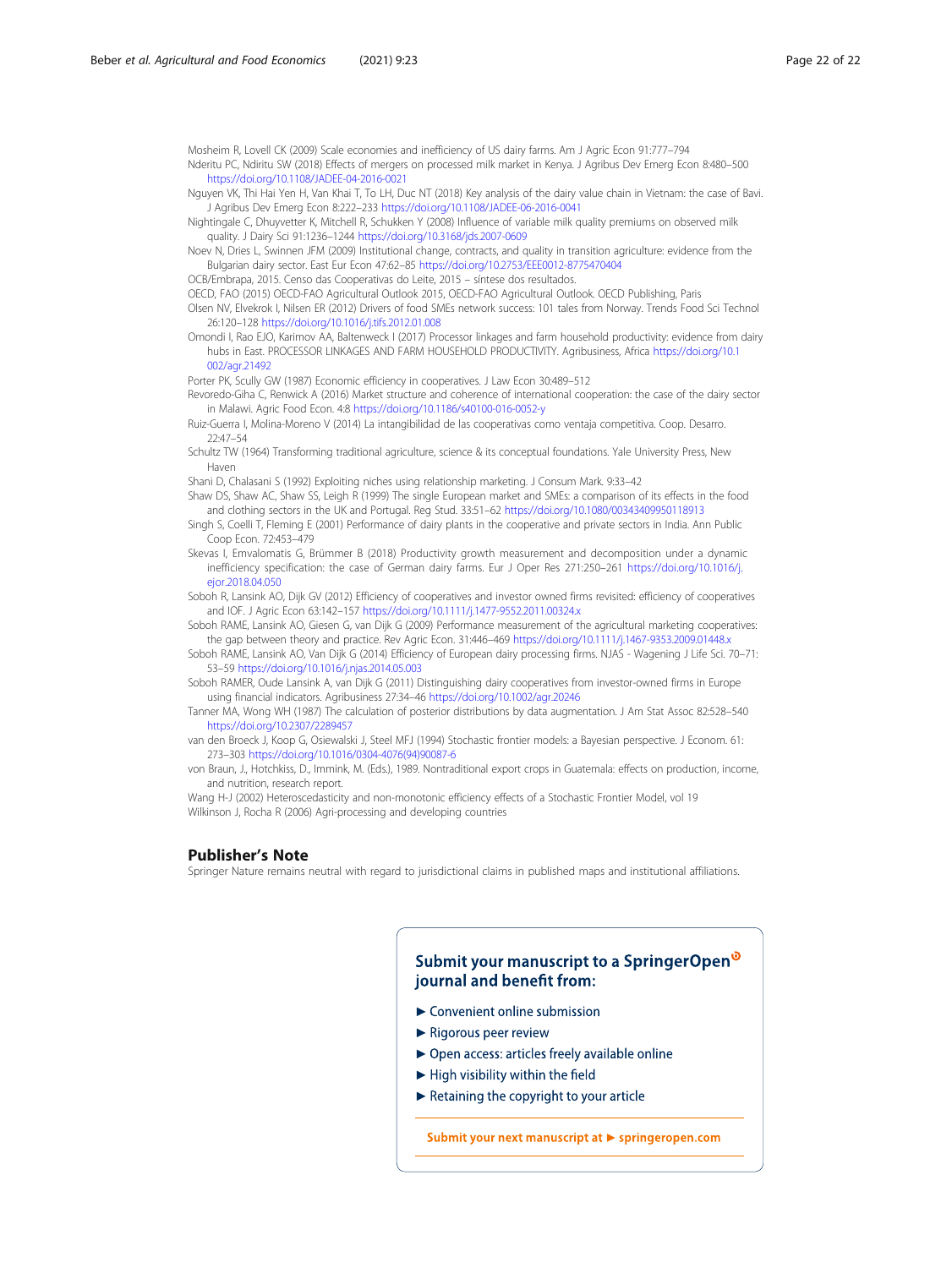Mosheim R, Lovell CK (2009) Scale economies and inefficiency of US dairy farms. Am J Agric Econ 91:777–794

Nderitu PC, Ndiritu SW (2018) Effects of mergers on processed milk market in Kenya. J Agribus Dev Emerg Econ 8:480–500 https://doi.org/10.1108/JADEE-04-2016-0021

Nguyen VK, Thi Hai Yen H, Van Khai T, To LH, Duc NT (2018) Key analysis of the dairy value chain in Vietnam: the case of Bavi. J Agribus Dev Emerg Econ 8:222–233 https://doi.org/10.1108/JADEE-06-2016-0041

Nightingale C, Dhuyvetter K, Mitchell R, Schukken Y (2008) Influence of variable milk quality premiums on observed milk quality. J Dairy Sci 91:1236–1244 https://doi.org/10.3168/jds.2007-0609

Noev N, Dries L, Swinnen JFM (2009) Institutional change, contracts, and quality in transition agriculture: evidence from the Bulgarian dairy sector. East Eur Econ 47:62–85 https://doi.org/10.2753/EEE0012-8775470404

OCB/Embrapa, 2015. Censo das Cooperativas do Leite, 2015 – síntese dos resultados.

OECD, FAO (2015) OECD-FAO Agricultural Outlook 2015, OECD-FAO Agricultural Outlook. OECD Publishing, Paris

Olsen NV, Elvekrok I, Nilsen ER (2012) Drivers of food SMEs network success: 101 tales from Norway. Trends Food Sci Technol 26:120–128 https://doi.org/10.1016/j.tifs.2012.01.008

Omondi I, Rao EJO, Karimov AA, Baltenweck I (2017) Processor linkages and farm household productivity: evidence from dairy hubs in East. PROCESSOR LINKAGES AND FARM HOUSEHOLD PRODUCTIVITY. Agribusiness, Africa https://doi.org/10.1002/agr.21492

Porter PK, Scully GW (1987) Economic efficiency in cooperatives. J Law Econ 30:489–512

Revoredo-Giha C, Renwick A (2016) Market structure and coherence of international cooperation: the case of the dairy sector in Malawi. Agric Food Econ. 4:8 https://doi.org/10.1186/s40100-016-0052-y

Ruiz-Guerra I, Molina-Moreno V (2014) La intangibilidad de las cooperativas como ventaja competitiva. Coop. Desarro. 22:47–54

Schultz TW (1964) Transforming traditional agriculture, science & its conceptual foundations. Yale University Press, New Haven

Shani D, Chalasani S (1992) Exploiting niches using relationship marketing. J Consum Mark. 9:33–42

Shaw DS, Shaw AC, Shaw SS, Leigh R (1999) The single European market and SMEs: a comparison of its effects in the food and clothing sectors in the UK and Portugal. Reg Stud. 33:51–62 https://doi.org/10.1080/00343409950118913

Singh S, Coelli T, Fleming E (2001) Performance of dairy plants in the cooperative and private sectors in India. Ann Public Coop Econ. 72:453–479

Skevas I, Emvalomatis G, Brümmer B (2018) Productivity growth measurement and decomposition under a dynamic inefficiency specification: the case of German dairy farms. Eur J Oper Res 271:250–261 https://doi.org/10.1016/j.ejor.2018.04.050

Soboh R, Lansink AO, Dijk GV (2012) Efficiency of cooperatives and investor owned firms revisited: efficiency of cooperatives and IOF. J Agric Econ 63:142–157 https://doi.org/10.1111/j.1477-9552.2011.00324.x

Soboh RAME, Lansink AO, Giesen G, van Dijk G (2009) Performance measurement of the agricultural marketing cooperatives: the gap between theory and practice. Rev Agric Econ. 31:446–469 https://doi.org/10.1111/j.1467-9353.2009.01448.x

Soboh RAME, Lansink AO, Van Dijk G (2014) Efficiency of European dairy processing firms. NJAS - Wagening J Life Sci. 70–71: 53–59 https://doi.org/10.1016/j.njas.2014.05.003

Soboh RAMER, Oude Lansink A, van Dijk G (2011) Distinguishing dairy cooperatives from investor-owned firms in Europe using financial indicators. Agribusiness 27:34–46 https://doi.org/10.1002/agr.20246

Tanner MA, Wong WH (1987) The calculation of posterior distributions by data augmentation. J Am Stat Assoc 82:528–540 https://doi.org/10.2307/2289457

van den Broeck J, Koop G, Osiewalski J, Steel MFJ (1994) Stochastic frontier models: a Bayesian perspective. J Econom. 61: 273–303 https://doi.org/10.1016/0304-4076(94)90087-6

von Braun, J., Hotchkiss, D., Immink, M. (Eds.), 1989. Nontraditional export crops in Guatemala: effects on production, income, and nutrition, research report.

Wang H-J (2002) Heteroscedasticity and non-monotonic efficiency effects of a Stochastic Frontier Model, vol 19

Wilkinson J, Rocha R (2006) Agri-processing and developing countries

## Publisher's Note

Springer Nature remains neutral with regard to jurisdictional claims in published maps and institutional affiliations.